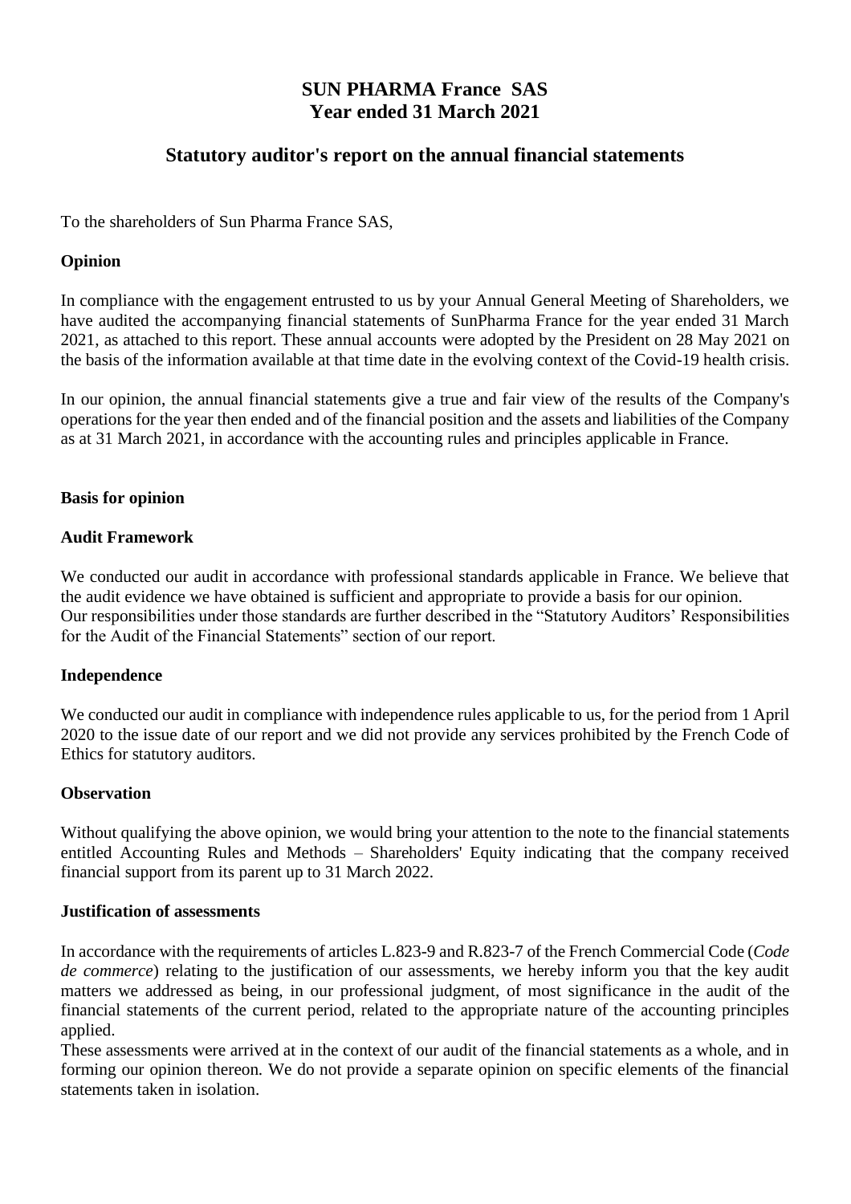# SUN PHARMA France SAS
# Year ended 31 March 2021

## Statutory auditor's report on the annual financial statements

To the shareholders of Sun Pharma France SAS,

### Opinion

In compliance with the engagement entrusted to us by your Annual General Meeting of Shareholders, we have audited the accompanying financial statements of SunPharma France for the year ended 31 March 2021, as attached to this report. These annual accounts were adopted by the President on 28 May 2021 on the basis of the information available at that time date in the evolving context of the Covid-19 health crisis.

In our opinion, the annual financial statements give a true and fair view of the results of the Company's operations for the year then ended and of the financial position and the assets and liabilities of the Company as at 31 March 2021, in accordance with the accounting rules and principles applicable in France.

### Basis for opinion

### Audit Framework

We conducted our audit in accordance with professional standards applicable in France. We believe that the audit evidence we have obtained is sufficient and appropriate to provide a basis for our opinion.
Our responsibilities under those standards are further described in the "Statutory Auditors' Responsibilities for the Audit of the Financial Statements" section of our report.

### Independence

We conducted our audit in compliance with independence rules applicable to us, for the period from 1 April 2020 to the issue date of our report and we did not provide any services prohibited by the French Code of Ethics for statutory auditors.

### Observation

Without qualifying the above opinion, we would bring your attention to the note to the financial statements entitled Accounting Rules and Methods – Shareholders' Equity indicating that the company received financial support from its parent up to 31 March 2022.

### Justification of assessments

In accordance with the requirements of articles L.823-9 and R.823-7 of the French Commercial Code (*Code de commerce*) relating to the justification of our assessments, we hereby inform you that the key audit matters we addressed as being, in our professional judgment, of most significance in the audit of the financial statements of the current period, related to the appropriate nature of the accounting principles applied.
These assessments were arrived at in the context of our audit of the financial statements as a whole, and in forming our opinion thereon. We do not provide a separate opinion on specific elements of the financial statements taken in isolation.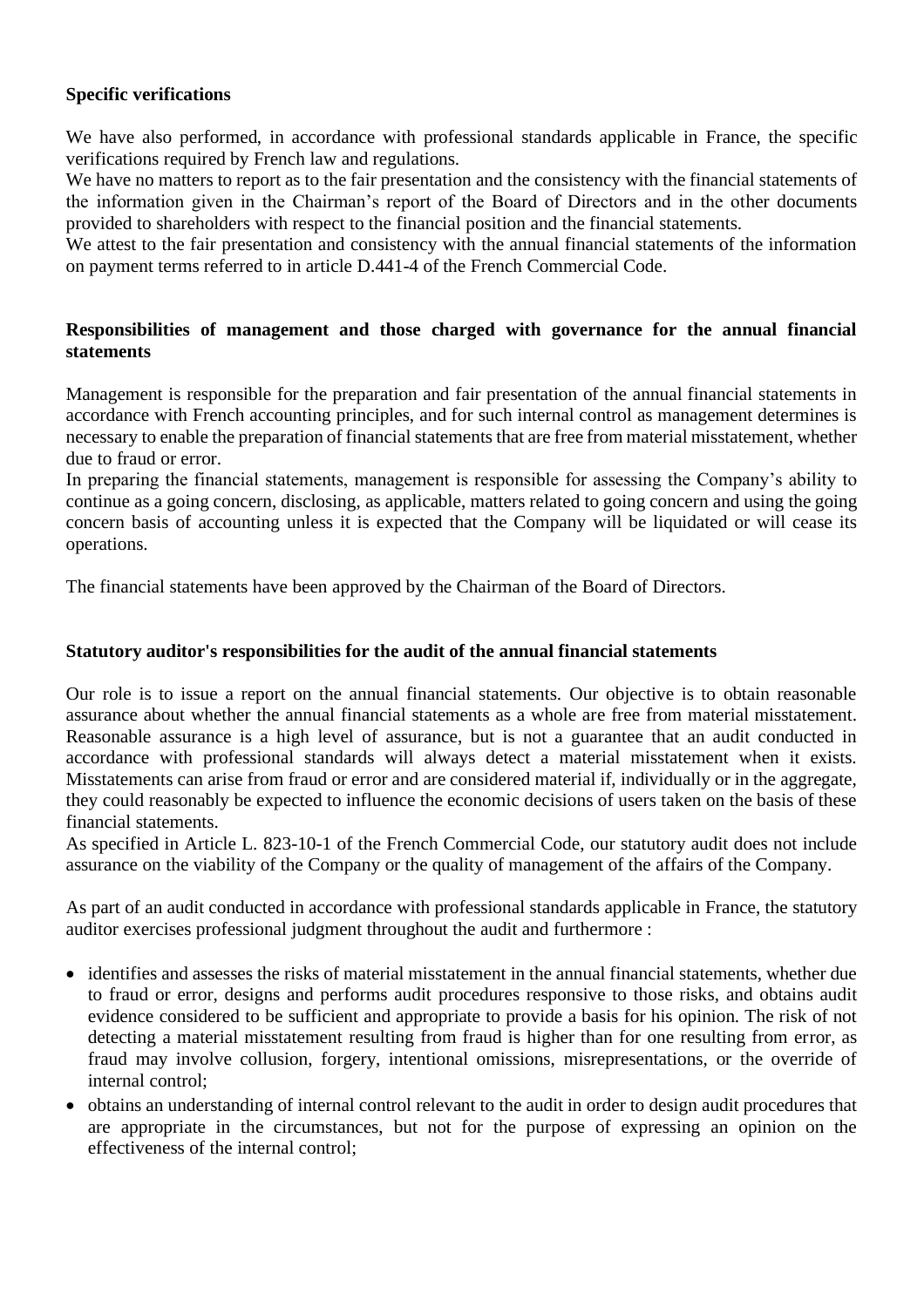### Specific verifications

We have also performed, in accordance with professional standards applicable in France, the specific verifications required by French law and regulations.

We have no matters to report as to the fair presentation and the consistency with the financial statements of the information given in the Chairman's report of the Board of Directors and in the other documents provided to shareholders with respect to the financial position and the financial statements.

We attest to the fair presentation and consistency with the annual financial statements of the information on payment terms referred to in article D.441-4 of the French Commercial Code.

### Responsibilities of management and those charged with governance for the annual financial statements

Management is responsible for the preparation and fair presentation of the annual financial statements in accordance with French accounting principles, and for such internal control as management determines is necessary to enable the preparation of financial statements that are free from material misstatement, whether due to fraud or error.

In preparing the financial statements, management is responsible for assessing the Company's ability to continue as a going concern, disclosing, as applicable, matters related to going concern and using the going concern basis of accounting unless it is expected that the Company will be liquidated or will cease its operations.

The financial statements have been approved by the Chairman of the Board of Directors.

### Statutory auditor's responsibilities for the audit of the annual financial statements

Our role is to issue a report on the annual financial statements. Our objective is to obtain reasonable assurance about whether the annual financial statements as a whole are free from material misstatement. Reasonable assurance is a high level of assurance, but is not a guarantee that an audit conducted in accordance with professional standards will always detect a material misstatement when it exists. Misstatements can arise from fraud or error and are considered material if, individually or in the aggregate, they could reasonably be expected to influence the economic decisions of users taken on the basis of these financial statements.

As specified in Article L. 823-10-1 of the French Commercial Code, our statutory audit does not include assurance on the viability of the Company or the quality of management of the affairs of the Company.

As part of an audit conducted in accordance with professional standards applicable in France, the statutory auditor exercises professional judgment throughout the audit and furthermore :

- identifies and assesses the risks of material misstatement in the annual financial statements, whether due to fraud or error, designs and performs audit procedures responsive to those risks, and obtains audit evidence considered to be sufficient and appropriate to provide a basis for his opinion. The risk of not detecting a material misstatement resulting from fraud is higher than for one resulting from error, as fraud may involve collusion, forgery, intentional omissions, misrepresentations, or the override of internal control;
- obtains an understanding of internal control relevant to the audit in order to design audit procedures that are appropriate in the circumstances, but not for the purpose of expressing an opinion on the effectiveness of the internal control;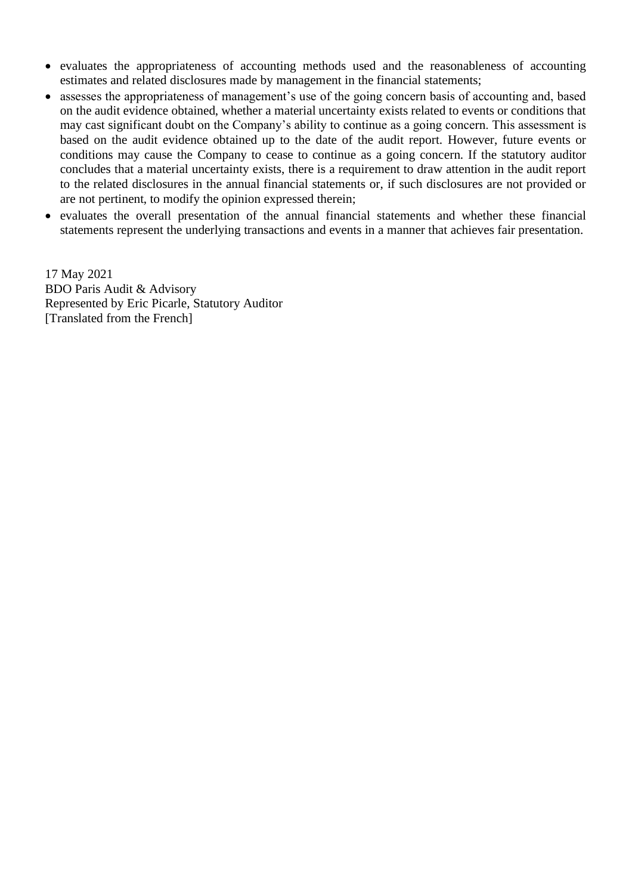- evaluates the appropriateness of accounting methods used and the reasonableness of accounting estimates and related disclosures made by management in the financial statements;
- assesses the appropriateness of management's use of the going concern basis of accounting and, based on the audit evidence obtained, whether a material uncertainty exists related to events or conditions that may cast significant doubt on the Company's ability to continue as a going concern. This assessment is based on the audit evidence obtained up to the date of the audit report. However, future events or conditions may cause the Company to cease to continue as a going concern. If the statutory auditor concludes that a material uncertainty exists, there is a requirement to draw attention in the audit report to the related disclosures in the annual financial statements or, if such disclosures are not provided or are not pertinent, to modify the opinion expressed therein;
- evaluates the overall presentation of the annual financial statements and whether these financial statements represent the underlying transactions and events in a manner that achieves fair presentation.

17 May 2021
BDO Paris Audit & Advisory
Represented by Eric Picarle, Statutory Auditor
[Translated from the French]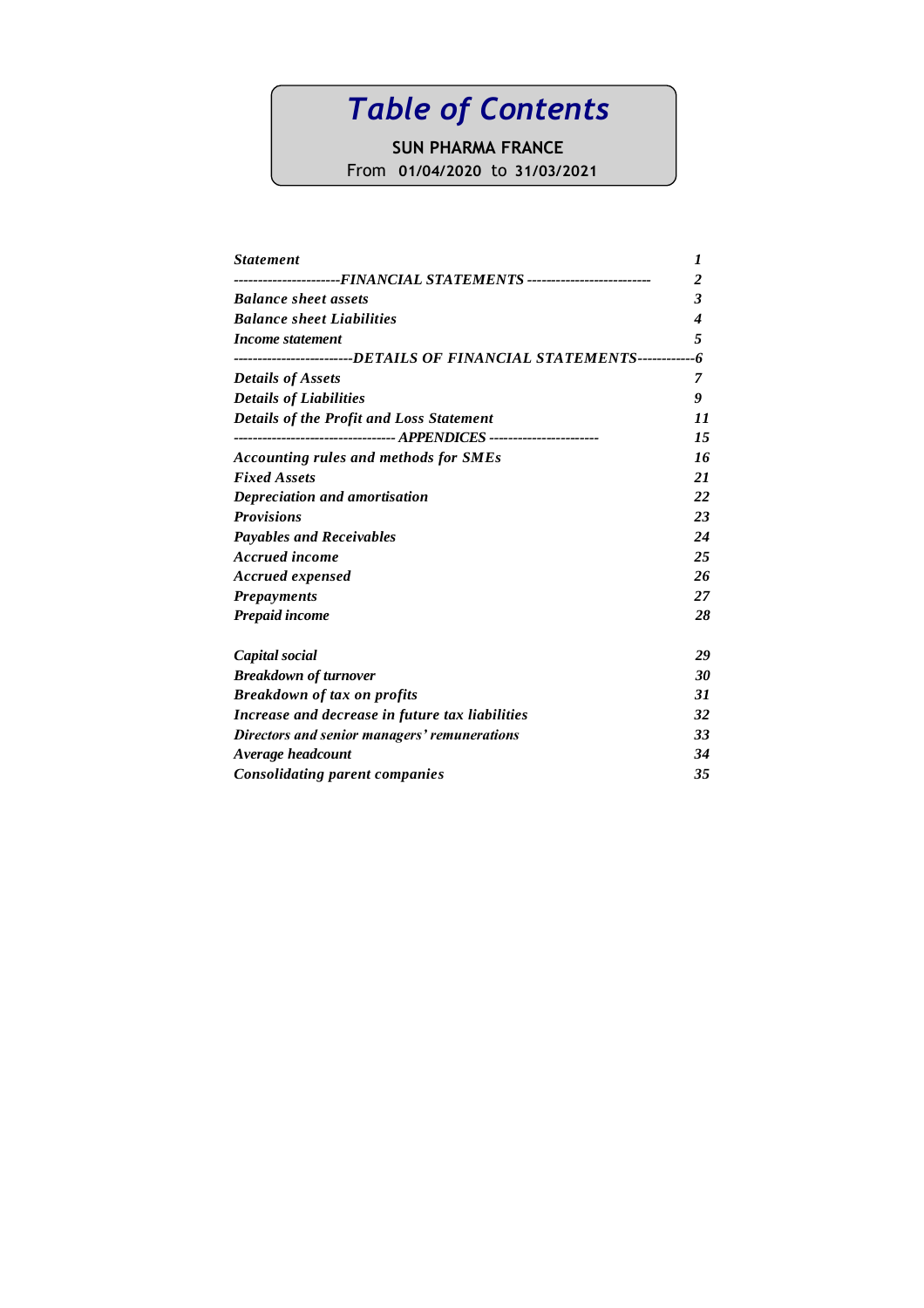# *Table of Contents*

**SUN PHARMA FRANCE**

From **01/04/2020** to **31/03/2021**

| | |
|---|---|
| ***Statement*** | ***1*** |
| ***----------------------FINANCIAL STATEMENTS --------------------------*** | ***2*** |
| ***Balance sheet assets*** | ***3*** |
| ***Balance sheet Liabilities*** | ***4*** |
| ***Income statement*** | ***5*** |
| ***------------------------DETAILS OF FINANCIAL STATEMENTS------------*** | ***6*** |
| ***Details of Assets*** | ***7*** |
| ***Details of Liabilities*** | ***9*** |
| ***Details of the Profit and Loss Statement*** | ***11*** |
| ***---------------------------------- APPENDICES -----------------------*** | ***15*** |
| ***Accounting rules and methods for SMEs*** | ***16*** |
| ***Fixed Assets*** | ***21*** |
| ***Depreciation and amortisation*** | ***22*** |
| ***Provisions*** | ***23*** |
| ***Payables and Receivables*** | ***24*** |
| ***Accrued income*** | ***25*** |
| ***Accrued expensed*** | ***26*** |
| ***Prepayments*** | ***27*** |
| ***Prepaid income*** | ***28*** |
| ***Capital social*** | ***29*** |
| ***Breakdown of turnover*** | ***30*** |
| ***Breakdown of tax on profits*** | ***31*** |
| ***Increase and decrease in future tax liabilities*** | ***32*** |
| ***Directors and senior managers' remunerations*** | ***33*** |
| ***Average headcount*** | ***34*** |
| ***Consolidating parent companies*** | ***35*** |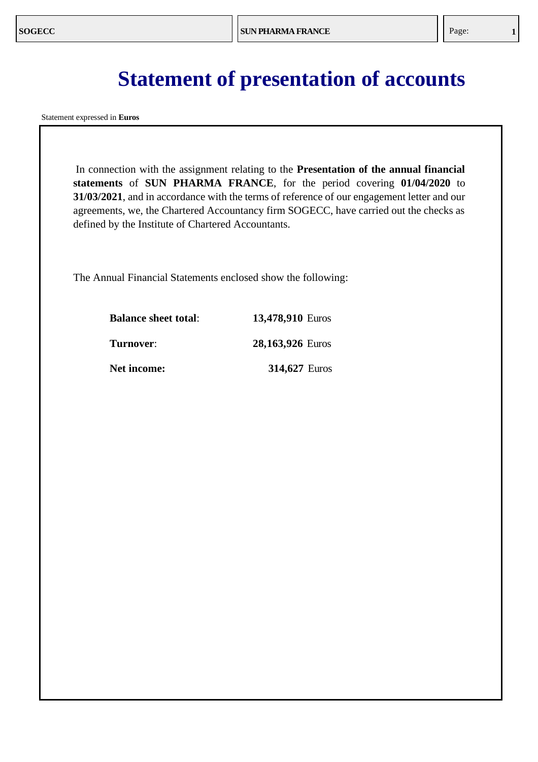# Statement of presentation of accounts

Statement expressed in **Euros**

In connection with the assignment relating to the **Presentation of the annual financial statements** of **SUN PHARMA FRANCE**, for the period covering **01/04/2020** to **31/03/2021**, and in accordance with the terms of reference of our engagement letter and our agreements, we, the Chartered Accountancy firm SOGECC, have carried out the checks as defined by the Institute of Chartered Accountants.

The Annual Financial Statements enclosed show the following:

| | |
|---|---|
| **Balance sheet total**: | **13,478,910** Euros |
| **Turnover**: | **28,163,926** Euros |
| **Net income:** | **314,627** Euros |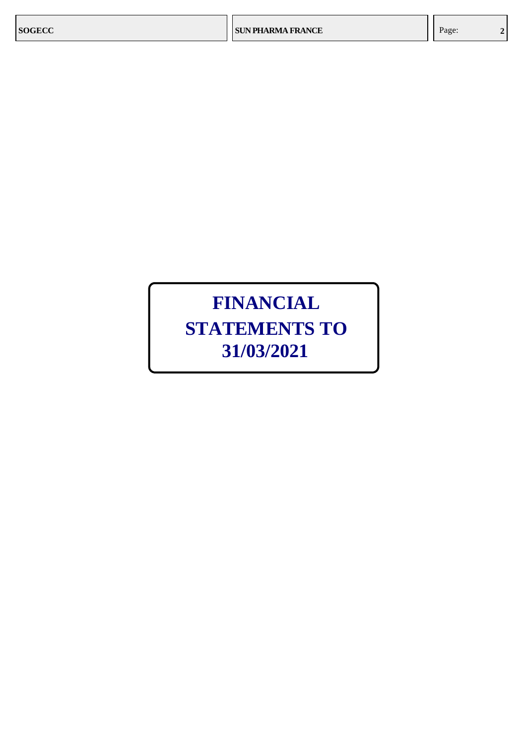# FINANCIAL STATEMENTS TO 31/03/2021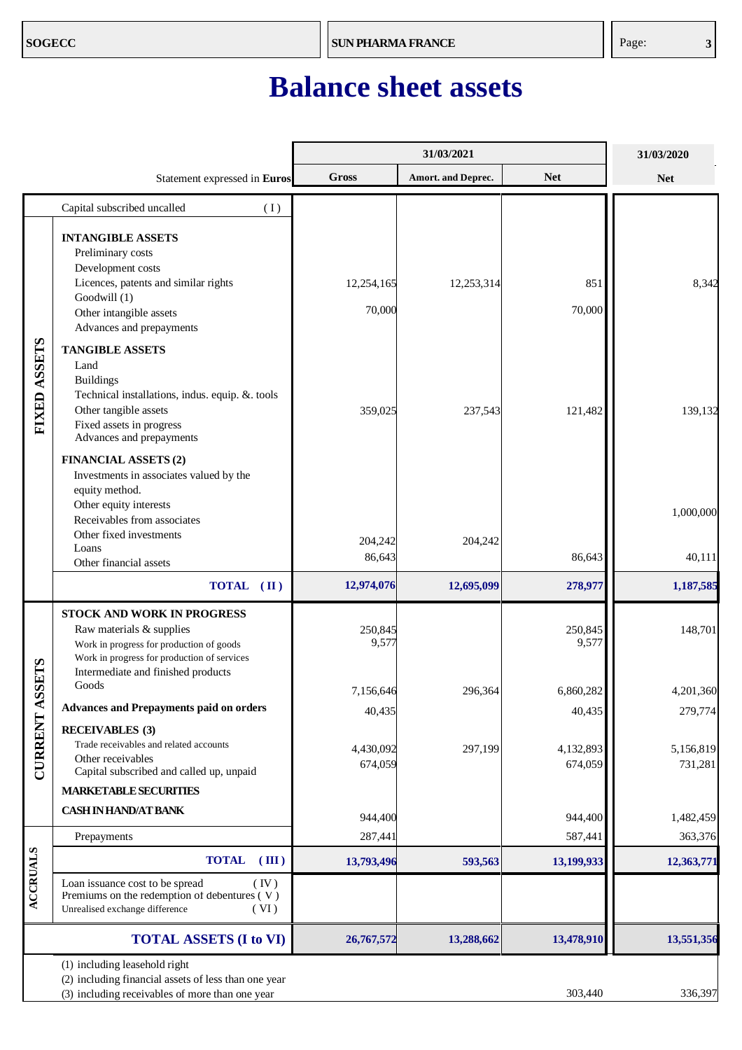# Balance sheet assets

| | Statement expressed in **Euros** | 31/03/2021 Gross | 31/03/2021 Amort. and Deprec. | 31/03/2021 Net | 31/03/2020 Net |
|---|---|---|---|---|---|
| | Capital subscribed uncalled (I) | | | | |
| **FIXED ASSETS** | **INTANGIBLE ASSETS** | | | | |
| | Preliminary costs | | | | |
| | Development costs | | | | |
| | Licences, patents and similar rights | 12,254,165 | 12,253,314 | 851 | 8,342 |
| | Goodwill (1) | | | | |
| | Other intangible assets | 70,000 | | 70,000 | |
| | Advances and prepayments | | | | |
| | **TANGIBLE ASSETS** | | | | |
| | Land | | | | |
| | Buildings | | | | |
| | Technical installations, indus. equip. &. tools | | | | |
| | Other tangible assets | 359,025 | 237,543 | 121,482 | 139,132 |
| | Fixed assets in progress | | | | |
| | Advances and prepayments | | | | |
| | **FINANCIAL ASSETS (2)** | | | | |
| | Investments in associates valued by the equity method. | | | | |
| | Other equity interests | | | | 1,000,000 |
| | Receivables from associates | | | | |
| | Other fixed investments | 204,242 | 204,242 | | |
| | Loans | | | | |
| | Other financial assets | 86,643 | | 86,643 | 40,111 |
| | **TOTAL (II)** | **12,974,076** | **12,695,099** | **278,977** | **1,187,585** |
| **CURRENT ASSETS** | **STOCK AND WORK IN PROGRESS** | | | | |
| | Raw materials & supplies | 250,845 | | 250,845 | 148,701 |
| | Work in progress for production of goods | 9,577 | | 9,577 | |
| | Work in progress for production of services | | | | |
| | Intermediate and finished products | | | | |
| | Goods | 7,156,646 | 296,364 | 6,860,282 | 4,201,360 |
| | **Advances and Prepayments paid on orders** | 40,435 | | 40,435 | 279,774 |
| | **RECEIVABLES (3)** | | | | |
| | Trade receivables and related accounts | 4,430,092 | 297,199 | 4,132,893 | 5,156,819 |
| | Other receivables | 674,059 | | 674,059 | 731,281 |
| | Capital subscribed and called up, unpaid | | | | |
| | **MARKETABLE SECURITIES** | | | | |
| | **CASH IN HAND/AT BANK** | 944,400 | | 944,400 | 1,482,459 |
| | Prepayments | 287,441 | | 587,441 | 363,376 |
| | **TOTAL (III)** | **13,793,496** | **593,563** | **13,199,933** | **12,363,771** |
| **ACCRUALS** | Loan issuance cost to be spread (IV) | | | | |
| | Premiums on the redemption of debentures (V) | | | | |
| | Unrealised exchange difference (VI) | | | | |
| | **TOTAL ASSETS (I to VI)** | **26,767,572** | **13,288,662** | **13,478,910** | **13,551,356** |
| | (1) including leasehold right | | | | |
| | (2) including financial assets of less than one year | | | | |
| | (3) including receivables of more than one year | | | 303,440 | 336,397 |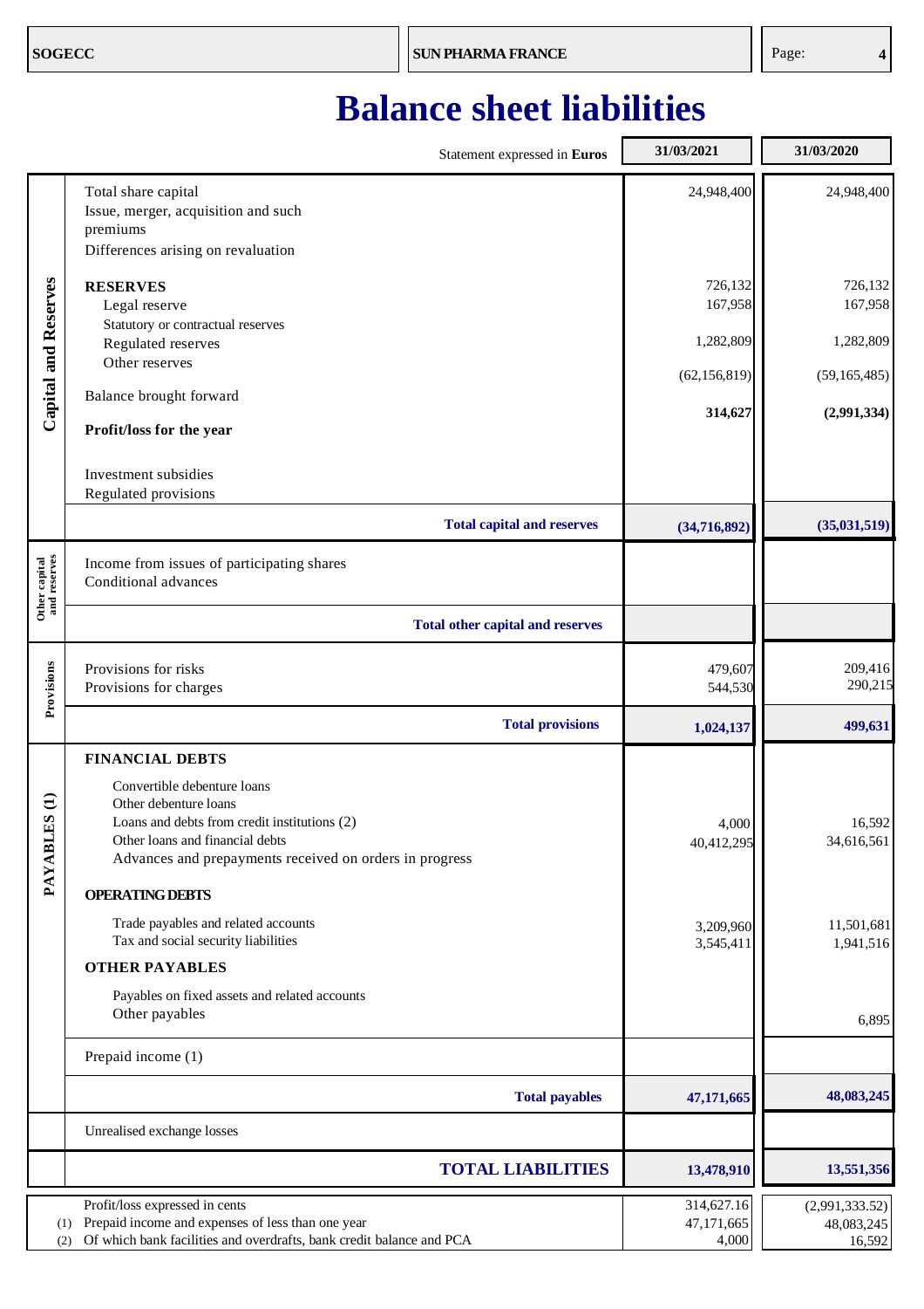# Balance sheet liabilities

| | Statement expressed in **Euros** | 31/03/2021 | 31/03/2020 |
|---|---|---|---|
| **Capital and Reserves** | Total share capital | 24,948,400 | 24,948,400 |
| | Issue, merger, acquisition and such premiums | | |
| | Differences arising on revaluation | | |
| | **RESERVES** | | |
| | Legal reserve | 726,132 | 726,132 |
| | Statutory or contractual reserves | 167,958 | 167,958 |
| | Regulated reserves | | |
| | Other reserves | 1,282,809 | 1,282,809 |
| | Balance brought forward | (62,156,819) | (59,165,485) |
| | **Profit/loss for the year** | **314,627** | **(2,991,334)** |
| | Investment subsidies | | |
| | Regulated provisions | | |
| | **Total capital and reserves** | **(34,716,892)** | **(35,031,519)** |
| **Other capital and reserves** | Income from issues of participating shares | | |
| | Conditional advances | | |
| | **Total other capital and reserves** | | |
| **Provisions** | Provisions for risks | 479,607 | 209,416 |
| | Provisions for charges | 544,530 | 290,215 |
| | **Total provisions** | **1,024,137** | **499,631** |
| **PAYABLES (1)** | **FINANCIAL DEBTS** | | |
| | Convertible debenture loans | | |
| | Other debenture loans | | |
| | Loans and debts from credit institutions (2) | 4,000 | 16,592 |
| | Other loans and financial debts | 40,412,295 | 34,616,561 |
| | Advances and prepayments received on orders in progress | | |
| | **OPERATING DEBTS** | | |
| | Trade payables and related accounts | 3,209,960 | 11,501,681 |
| | Tax and social security liabilities | 3,545,411 | 1,941,516 |
| | **OTHER PAYABLES** | | |
| | Payables on fixed assets and related accounts | | |
| | Other payables | | 6,895 |
| | Prepaid income (1) | | |
| | **Total payables** | **47,171,665** | **48,083,245** |
| | Unrealised exchange losses | | |
| | **TOTAL LIABILITIES** | **13,478,910** | **13,551,356** |

| | | 31/03/2021 | 31/03/2020 |
|---|---|---|---|
| | Profit/loss expressed in cents | 314,627.16 | (2,991,333.52) |
| (1) | Prepaid income and expenses of less than one year | 47,171,665 | 48,083,245 |
| (2) | Of which bank facilities and overdrafts, bank credit balance and PCA | 4,000 | 16,592 |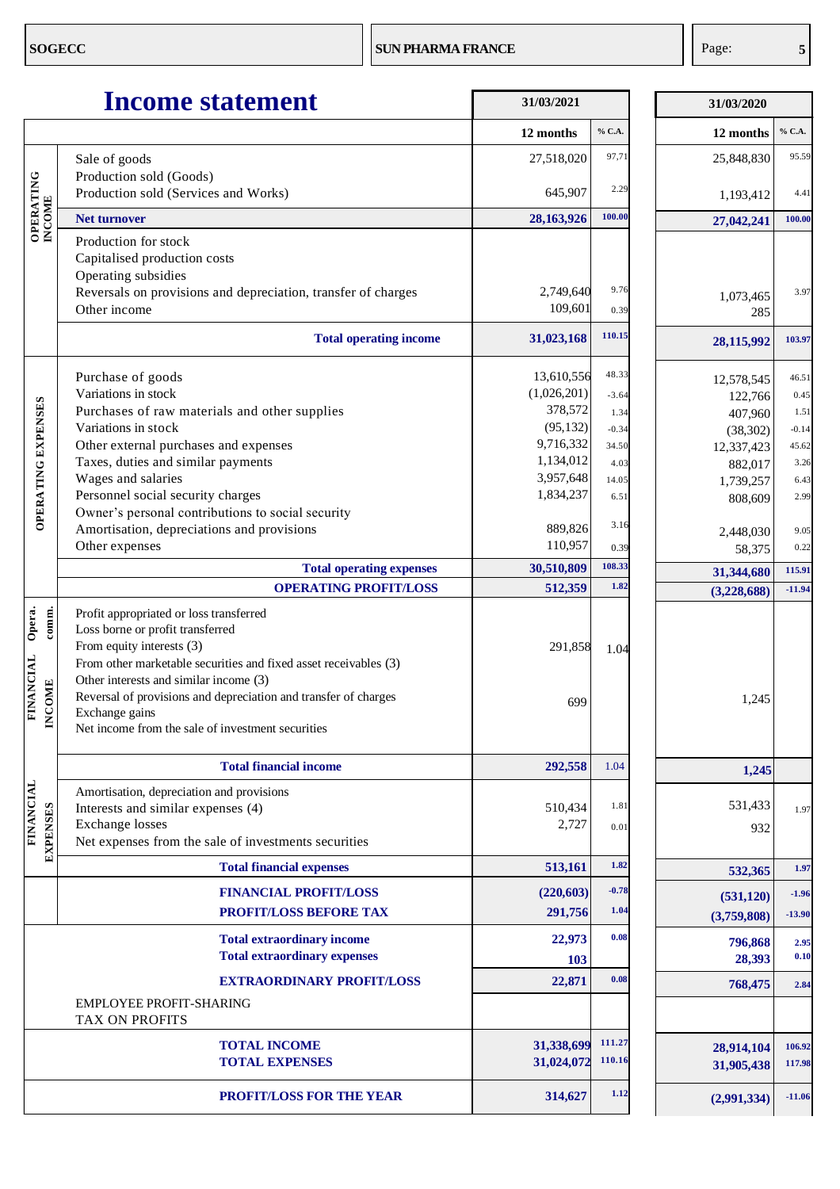# Income statement

| Section | Item | 31/03/2021 12 months | % C.A. | 31/03/2020 12 months | % C.A. |
|---|---|---|---|---|---|
| OPERATING INCOME | Sale of goods | 27,518,020 | 97,71 | 25,848,830 | 95.59 |
| | Production sold (Goods) | | | | |
| | Production sold (Services and Works) | 645,907 | 2.29 | 1,193,412 | 4.41 |
| | **Net turnover** | **28,163,926** | **100.00** | **27,042,241** | **100.00** |
| | Production for stock | | | | |
| | Capitalised production costs | | | | |
| | Operating subsidies | | | | |
| | Reversals on provisions and depreciation, transfer of charges | 2,749,640 | 9.76 | 1,073,465 | 3.97 |
| | Other income | 109,601 | 0.39 | 285 | |
| | **Total operating income** | **31,023,168** | **110.15** | **28,115,992** | **103.97** |
| OPERATING EXPENSES | Purchase of goods | 13,610,556 | 48.33 | 12,578,545 | 46.51 |
| | Variations in stock | (1,026,201) | -3.64 | 122,766 | 0.45 |
| | Purchases of raw materials and other supplies | 378,572 | 1.34 | 407,960 | 1.51 |
| | Variations in stock | (95,132) | -0.34 | (38,302) | -0.14 |
| | Other external purchases and expenses | 9,716,332 | 34.50 | 12,337,423 | 45.62 |
| | Taxes, duties and similar payments | 1,134,012 | 4.03 | 882,017 | 3.26 |
| | Wages and salaries | 3,957,648 | 14.05 | 1,739,257 | 6.43 |
| | Personnel social security charges | 1,834,237 | 6.51 | 808,609 | 2.99 |
| | Owner's personal contributions to social security | | | | |
| | Amortisation, depreciations and provisions | 889,826 | 3.16 | 2,448,030 | 9.05 |
| | Other expenses | 110,957 | 0.39 | 58,375 | 0.22 |
| | **Total operating expenses** | **30,510,809** | **108.33** | **31,344,680** | **115.91** |
| | **OPERATING PROFIT/LOSS** | **512,359** | **1.82** | **(3,228,688)** | **-11.94** |
| Opera. comm. | Profit appropriated or loss transferred | | | | |
| | Loss borne or profit transferred | | | | |
| FINANCIAL INCOME | From equity interests (3) | 291,858 | 1.04 | | |
| | From other marketable securities and fixed asset receivables (3) | | | | |
| | Other interests and similar income (3) | | | | |
| | Reversal of provisions and depreciation and transfer of charges | 699 | | 1,245 | |
| | Exchange gains | | | | |
| | Net income from the sale of investment securities | | | | |
| | **Total financial income** | **292,558** | 1.04 | **1,245** | |
| FINANCIAL EXPENSES | Amortisation, depreciation and provisions | | | | |
| | Interests and similar expenses (4) | 510,434 | 1.81 | 531,433 | 1.97 |
| | Exchange losses | 2,727 | 0.01 | 932 | |
| | Net expenses from the sale of investments securities | | | | |
| | **Total financial expenses** | **513,161** | **1.82** | **532,365** | **1.97** |
| | **FINANCIAL PROFIT/LOSS** | **(220,603)** | **-0.78** | **(531,120)** | **-1.96** |
| | **PROFIT/LOSS BEFORE TAX** | **291,756** | **1.04** | **(3,759,808)** | **-13.90** |
| | **Total extraordinary income** | **22,973** | **0.08** | **796,868** | **2.95** |
| | **Total extraordinary expenses** | **103** | | **28,393** | **0.10** |
| | **EXTRAORDINARY PROFIT/LOSS** | **22,871** | **0.08** | **768,475** | **2.84** |
| | EMPLOYEE PROFIT-SHARING | | | | |
| | TAX ON PROFITS | | | | |
| | **TOTAL INCOME** | **31,338,699** | **111.27** | **28,914,104** | **106.92** |
| | **TOTAL EXPENSES** | **31,024,072** | **110.16** | **31,905,438** | **117.98** |
| | **PROFIT/LOSS FOR THE YEAR** | **314,627** | **1.12** | **(2,991,334)** | **-11.06** |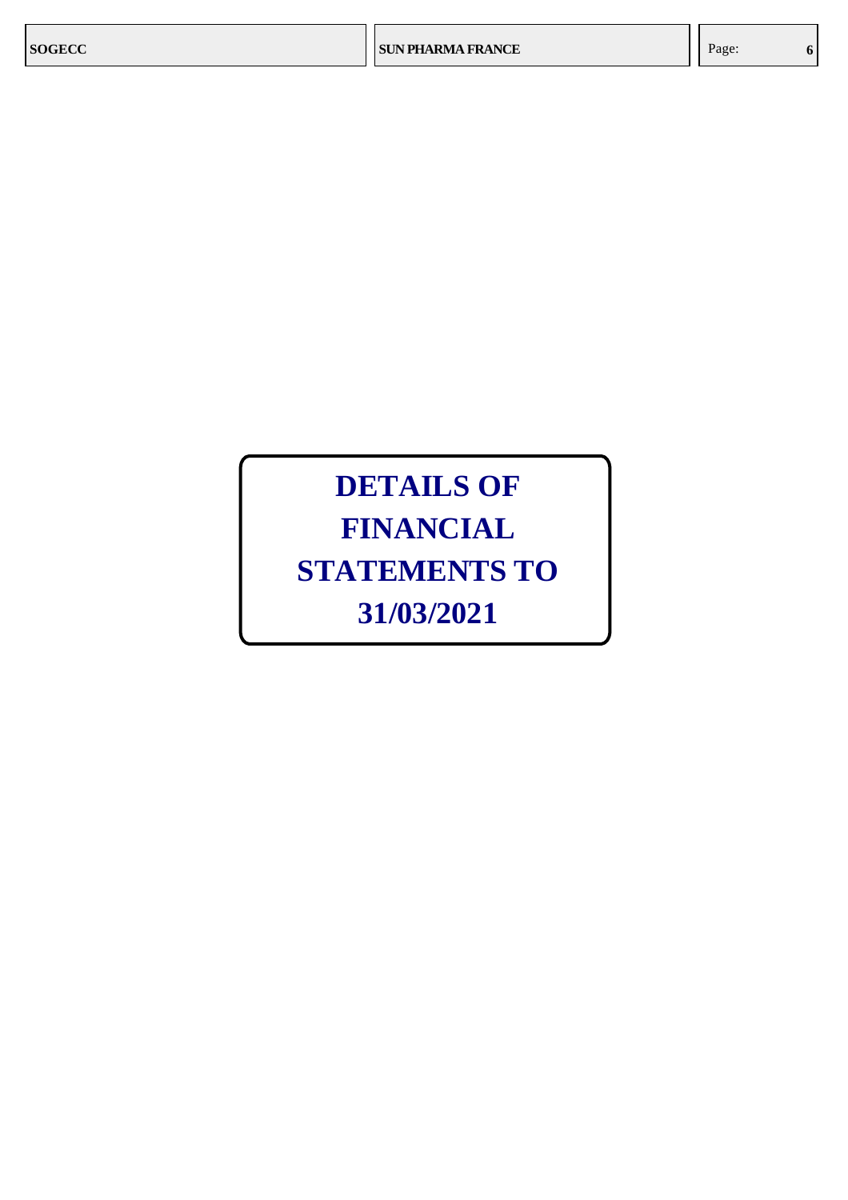# DETAILS OF FINANCIAL STATEMENTS TO 31/03/2021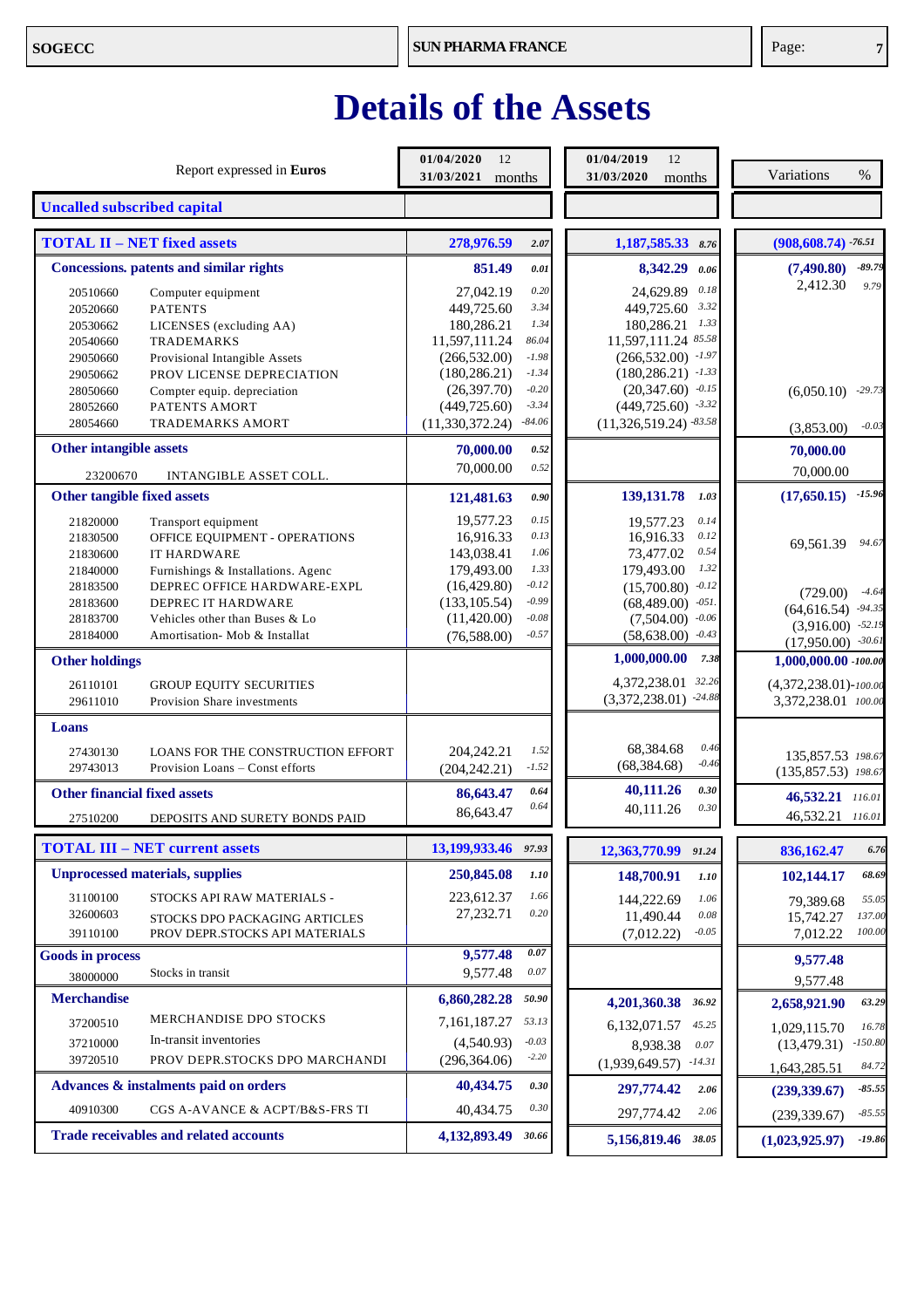# Details of the Assets

| Account | Report expressed in **Euros** | 01/04/2020 – 31/03/2021 12 months | % | 01/04/2019 – 31/03/2020 12 months | % | Variations | % |
|---|---|---|---|---|---|---|---|
| | **Uncalled subscribed capital** | | | | | | |
| | **TOTAL II – NET fixed assets** | **278,976.59** | **2.07** | **1,187,585.33** | **8.76** | **(908,608.74)** | **-76.51** |
| | **Concessions. patents and similar rights** | **851.49** | **0.01** | **8,342.29** | **0.06** | **(7,490.80)** | **-89.79** |
| 20510660 | Computer equipment | 27,042.19 | 0.20 | 24,629.89 | 0.18 | 2,412.30 | 9.79 |
| 20520660 | PATENTS | 449,725.60 | 3.34 | 449,725.60 | 3.32 | | |
| 20530662 | LICENSES (excluding AA) | 180,286.21 | 1.34 | 180,286.21 | 1.33 | | |
| 20540660 | TRADEMARKS | 11,597,111.24 | 86.04 | 11,597,111.24 | 85.58 | | |
| 29050660 | Provisional Intangible Assets | (266,532.00) | -1.98 | (266,532.00) | -1.97 | | |
| 29050662 | PROV LICENSE DEPRECIATION | (180,286.21) | -1.34 | (180,286.21) | -1.33 | | |
| 28050660 | Compter equip. depreciation | (26,397.70) | -0.20 | (20,347.60) | -0.15 | (6,050.10) | -29.73 |
| 28052660 | PATENTS AMORT | (449,725.60) | -3.34 | (449,725.60) | -3.32 | | |
| 28054660 | TRADEMARKS AMORT | (11,330,372.24) | -84.06 | (11,326,519.24) | -83.58 | (3,853.00) | -0.03 |
| | **Other intangible assets** | **70,000.00** | **0.52** | | | **70,000.00** | |
| 23200670 | INTANGIBLE ASSET COLL. | 70,000.00 | 0.52 | | | 70,000.00 | |
| | **Other tangible fixed assets** | **121,481.63** | **0.90** | **139,131.78** | **1.03** | **(17,650.15)** | **-15.96** |
| 21820000 | Transport equipment | 19,577.23 | 0.15 | 19,577.23 | 0.14 | | |
| 21830500 | OFFICE EQUIPMENT - OPERATIONS | 16,916.33 | 0.13 | 16,916.33 | 0.12 | | |
| 21830600 | IT HARDWARE | 143,038.41 | 1.06 | 73,477.02 | 0.54 | 69,561.39 | 94.67 |
| 21840000 | Furnishings & Installations. Agenc | 179,493.00 | 1.33 | 179,493.00 | 1.32 | | |
| 28183500 | DEPREC OFFICE HARDWARE-EXPL | (16,429.80) | -0.12 | (15,700.80) | -0.12 | (729.00) | -4.64 |
| 28183600 | DEPREC IT HARDWARE | (133,105.54) | -0.99 | (68,489.00) | -051. | (64,616.54) | -94.35 |
| 28183700 | Vehicles other than Buses & Lo | (11,420.00) | -0.08 | (7,504.00) | -0.06 | (3,916.00) | -52.19 |
| 28184000 | Amortisation- Mob & Installat | (76,588.00) | -0.57 | (58,638.00) | -0.43 | (17,950.00) | -30.61 |
| | **Other holdings** | | | **1,000,000.00** | **7.38** | **1,000,000.00** | **-100.00** |
| 26110101 | GROUP EQUITY SECURITIES | | | 4,372,238.01 | 32.26 | (4,372,238.01) | -100.00 |
| 29611010 | Provision Share investments | | | (3,372,238.01) | -24.88 | 3,372,238.01 | 100.00 |
| | **Loans** | | | | | | |
| 27430130 | LOANS FOR THE CONSTRUCTION EFFORT | 204,242.21 | 1.52 | 68,384.68 | 0.46 | 135,857.53 | 198.67 |
| 29743013 | Provision Loans – Const efforts | (204,242.21) | -1.52 | (68,384.68) | -0.46 | (135,857.53) | 198.67 |
| | **Other financial fixed assets** | **86,643.47** | **0.64** | **40,111.26** | **0.30** | **46,532.21** | **116.01** |
| 27510200 | DEPOSITS AND SURETY BONDS PAID | 86,643.47 | 0.64 | 40,111.26 | 0.30 | 46,532.21 | 116.01 |
| | **TOTAL III – NET current assets** | **13,199,933.46** | **97.93** | **12,363,770.99** | **91.24** | **836,162.47** | **6.76** |
| | **Unprocessed materials, supplies** | **250,845.08** | **1.10** | **148,700.91** | **1.10** | **102,144.17** | **68.69** |
| 31100100 | STOCKS API RAW MATERIALS - | 223,612.37 | 1.66 | 144,222.69 | 1.06 | 79,389.68 | 55.05 |
| 32600603 | STOCKS DPO PACKAGING ARTICLES | 27,232.71 | 0.20 | 11,490.44 | 0.08 | 15,742.27 | 137.00 |
| 39110100 | PROV DEPR.STOCKS API MATERIALS | | | (7,012.22) | -0.05 | 7,012.22 | 100.00 |
| | **Goods in process** | **9,577.48** | **0.07** | | | **9,577.48** | |
| 38000000 | Stocks in transit | 9,577.48 | 0.07 | | | 9,577.48 | |
| | **Merchandise** | **6,860,282.28** | **50.90** | **4,201,360.38** | **36.92** | **2,658,921.90** | **63.29** |
| 37200510 | MERCHANDISE DPO STOCKS | 7,161,187.27 | 53.13 | 6,132,071.57 | 45.25 | 1,029,115.70 | 16.78 |
| 37210000 | In-transit inventories | (4,540.93) | -0.03 | 8,938.38 | 0.07 | (13,479.31) | -150.80 |
| 39720510 | PROV DEPR.STOCKS DPO MARCHANDI | (296,364.06) | -2.20 | (1,939,649.57) | -14.31 | 1,643,285.51 | 84.72 |
| | **Advances & instalments paid on orders** | **40,434.75** | **0.30** | **297,774.42** | **2.06** | **(239,339.67)** | **-85.55** |
| 40910300 | CGS A-AVANCE & ACPT/B&S-FRS TI | 40,434.75 | 0.30 | 297,774.42 | 2.06 | (239,339.67) | -85.55 |
| | **Trade receivables and related accounts** | **4,132,893.49** | **30.66** | **5,156,819.46** | **38.05** | **(1,023,925.97)** | **-19.86** |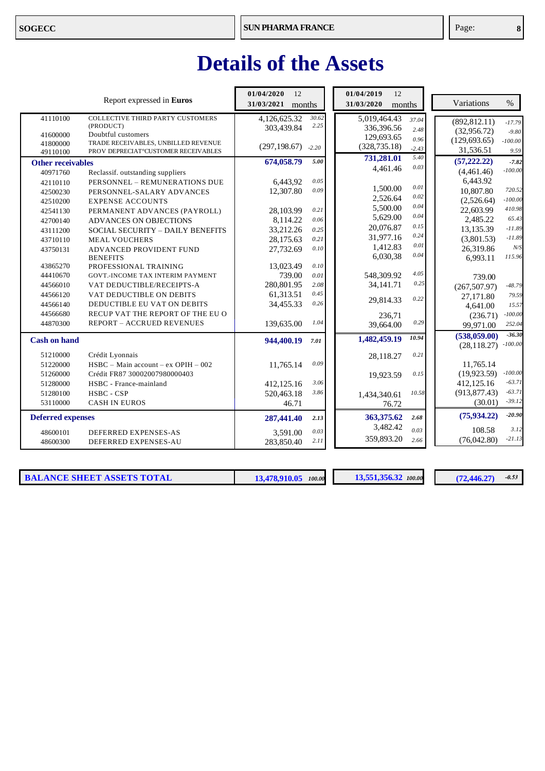# Details of the Assets

| Report expressed in **Euros** | | 01/04/2020 31/03/2021 12 months | % | 01/04/2019 31/03/2020 12 months | % | Variations | % |
|---|---|---|---|---|---|---|---|
| 41110100 | COLLECTIVE THIRD PARTY CUSTOMERS (PRODUCT) | 4,126,625.32 | 30.62 | 5,019,464.43 | 37.04 | (892,812.11) | -17.79 |
| 41600000 | Doubtful customers | 303,439.84 | 2.25 | 336,396.56 | 2.48 | (32,956.72) | -9.80 |
| 41800000 | TRADE RECEIVABLES, UNBILLED REVENUE | | | 129,693.65 | 0.96 | (129,693.65) | -100.00 |
| 49110100 | PROV DEPRECIAT°CUSTOMER RECEIVABLES | (297,198.67) | -2.20 | (328,735.18) | -2.43 | 31,536.51 | 9.59 |
| **Other receivables** | | **674,058.79** | **5.00** | **731,281.01** | 5.40 | **(57,222.22)** | **-7.82** |
| 40971760 | Reclassif. outstanding suppliers | | | 4,461.46 | 0.03 | (4,461.46) | -100.00 |
| 42110110 | PERSONNEL – REMUNERATIONS DUE | 6,443,92 | 0.05 | | | 6,443.92 | |
| 42500230 | PERSONNEL-SALARY ADVANCES | 12,307.80 | 0.09 | 1,500.00 | 0.01 | 10,807.80 | 720.52 |
| 42510200 | EXPENSE ACCOUNTS | | | 2,526.64 | 0.02 | (2,526.64) | -100.00 |
| 42541130 | PERMANENT ADVANCES (PAYROLL) | 28,103.99 | 0.21 | 5,500.00 | 0.04 | 22,603.99 | 410.98 |
| 42700140 | ADVANCES ON OBJECTIONS | 8,114.22 | 0.06 | 5,629.00 | 0.04 | 2,485.22 | 65.43 |
| 43111200 | SOCIAL SECURITY – DAILY BENEFITS | 33,212.26 | 0.25 | 20,076.87 | 0.15 | 13,135.39 | -11.89 |
| 43710110 | MEAL VOUCHERS | 28,175.63 | 0.21 | 31,977.16 | 0.24 | (3,801.53) | -11.89 |
| 43750131 | ADVANCED PROVIDENT FUND BENEFITS | 27,732.69 | 0.10 | 1,412.83 | 0.01 | 26,319.86 | N/S |
| 43865270 | PROFESSIONAL TRAINING | 13,023.49 | 0.10 | 6,030,38 | 0.04 | 6,993.11 | 115.96 |
| 44410670 | GOVT.-INCOME TAX INTERIM PAYMENT | 739.00 | 0.01 | | | 739.00 | |
| 44566010 | VAT DEDUCTIBLE/RECEIPTS-A | 280,801.95 | 2.08 | 548,309.92 | 4.05 | (267,507.97) | -48.79 |
| 44566120 | VAT DEDUCTIBLE ON DEBITS | 61,313.51 | 0.45 | 34,141.71 | 0.25 | 27,171.80 | 79.59 |
| 44566140 | DEDUCTIBLE EU VAT ON DEBITS | 34,455.33 | 0.26 | 29,814.33 | 0.22 | 4,641.00 | 15.57 |
| 44566680 | RECUP VAT THE REPORT OF THE EU O | | | 236,71 | | (236.71) | -100.00 |
| 44870300 | REPORT – ACCRUED REVENUES | 139,635.00 | 1.04 | 39,664.00 | 0.29 | 99,971.00 | 252.04 |
| **Cash on hand** | | **944,400.19** | **7.01** | **1,482,459.19** | **10.94** | **(538,059.00)** | **-36.30** |
| 51210000 | Crédit Lyonnais | | | 28,118.27 | 0.21 | (28,118.27) | -100.00 |
| 51220000 | HSBC – Main account – ex OPIH – 002 | 11,765.14 | 0.09 | | | 11,765.14 | |
| 51260000 | Crédit FR87 30002007980000403 | | | 19,923.59 | 0.15 | (19,923.59) | -100.00 |
| 51280000 | HSBC - France-mainland | 412,125.16 | 3.06 | | | 412,125.16 | -63.71 |
| 51280100 | HSBC - CSP | 520,463.18 | 3.86 | 1,434,340.61 | 10.58 | (913,877.43) | -63.71 |
| 53110000 | CASH IN EUROS | 46.71 | | 76.72 | | (30.01) | -39.12 |
| **Deferred expenses** | | **287,441.40** | **2.13** | **363,375.62** | **2.68** | **(75,934.22)** | **-20.90** |
| 48600101 | DEFERRED EXPENSES-AS | 3,591.00 | 0.03 | 3,482.42 | 0.03 | 108.58 | 3.12 |
| 48600300 | DEFERRED EXPENSES-AU | 283,850.40 | 2.11 | 359,893.20 | 2.66 | (76,042.80) | -21.13 |
| **BALANCE SHEET ASSETS TOTAL** | | **13,478,910.05** | **100.00** | **13,551,356.32** | **100.00** | **(72,446.27)** | **-0.53** |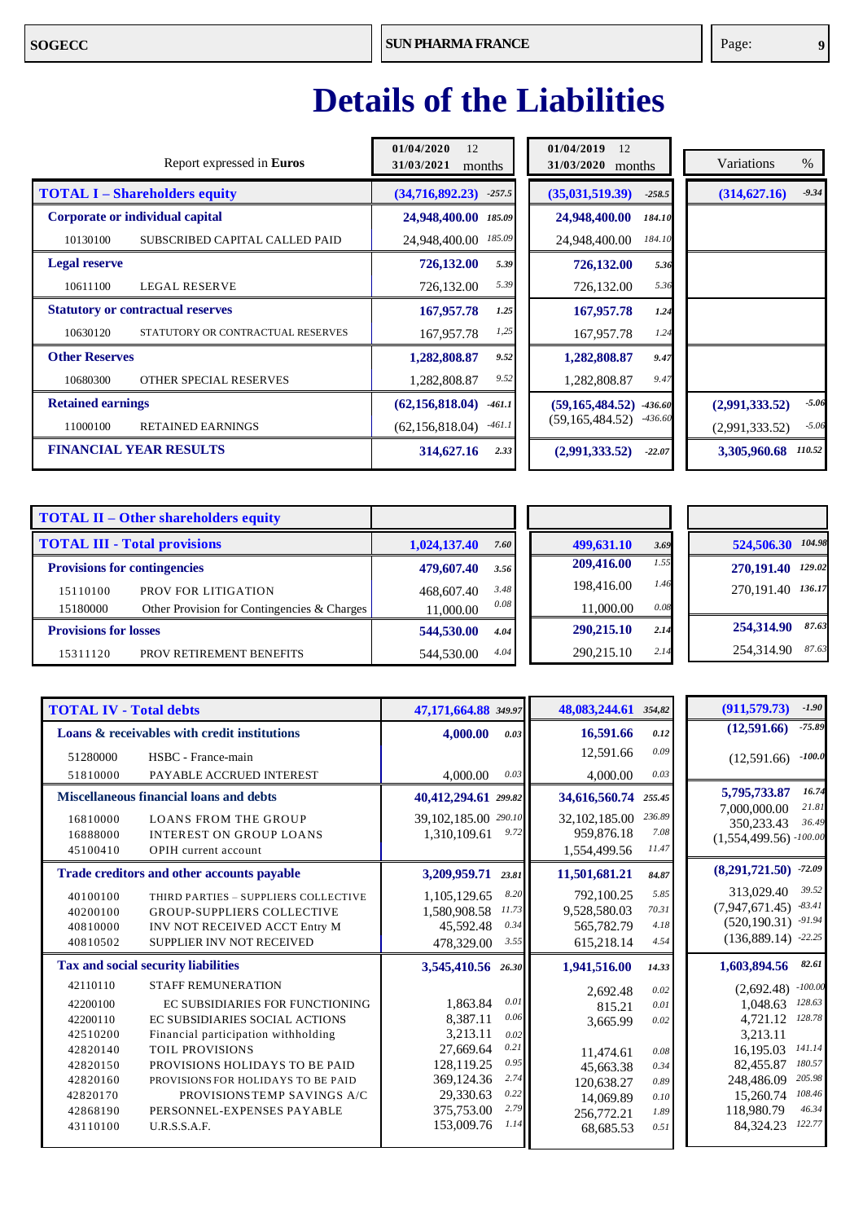# Details of the Liabilities

| Report expressed in **Euros** | 01/04/2020 – 31/03/2021 (12 months) | % | 01/04/2019 – 31/03/2020 (12 months) | % | Variations | % |
|---|---|---|---|---|---|---|
| **TOTAL I – Shareholders equity** | **(34,716,892.23)** | **-257.5** | **(35,031,519.39)** | **-258.5** | **(314,627.16)** | **-9.34** |
| **Corporate or individual capital** | **24,948,400.00** | **185.09** | **24,948,400.00** | **184.10** | | |
| 10130100 SUBSCRIBED CAPITAL CALLED PAID | 24,948,400.00 | 185.09 | 24,948,400.00 | 184.10 | | |
| **Legal reserve** | **726,132.00** | **5.39** | **726,132.00** | **5.36** | | |
| 10611100 LEGAL RESERVE | 726,132.00 | 5.39 | 726,132.00 | 5.36 | | |
| **Statutory or contractual reserves** | **167,957.78** | **1.25** | **167,957.78** | **1.24** | | |
| 10630120 STATUTORY OR CONTRACTUAL RESERVES | 167,957.78 | 1.25 | 167,957.78 | 1.24 | | |
| **Other Reserves** | **1,282,808.87** | **9.52** | **1,282,808.87** | **9.47** | | |
| 10680300 OTHER SPECIAL RESERVES | 1,282,808.87 | 9.52 | 1,282,808.87 | 9.47 | | |
| **Retained earnings** | **(62,156,818.04)** | **-461.1** | **(59,165,484.52)** | **-436.60** | **(2,991,333.52)** | **-5.06** |
| 11000100 RETAINED EARNINGS | (62,156,818.04) | -461.1 | (59,165,484.52) | -436.60 | (2,991,333.52) | -5.06 |
| **FINANCIAL YEAR RESULTS** | **314,627.16** | **2.33** | **(2,991,333.52)** | **-22.07** | **3,305,960.68** | **110.52** |

| | 2021 | % | 2020 | % | Variations | % |
|---|---|---|---|---|---|---|
| **TOTAL II – Other shareholders equity** | | | | | | |
| **TOTAL III - Total provisions** | **1,024,137.40** | **7.60** | **499,631.10** | **3.69** | **524,506.30** | **104.98** |
| **Provisions for contingencies** | **479,607.40** | **3.56** | **209,416.00** | **1.55** | **270,191.40** | **129.02** |
| 15110100 PROV FOR LITIGATION | 468,607.40 | 3.48 | 198,416.00 | 1.46 | 270,191.40 | 136.17 |
| 15180000 Other Provision for Contingencies & Charges | 11,000.00 | 0.08 | 11,000.00 | 0.08 | | |
| **Provisions for losses** | **544,530.00** | **4.04** | **290,215.10** | **2.14** | **254,314.90** | **87.63** |
| 15311120 PROV RETIREMENT BENEFITS | 544,530.00 | 4.04 | 290,215.10 | 2.14 | 254,314.90 | 87.63 |

| | 2021 | % | 2020 | % | Variations | % |
|---|---|---|---|---|---|---|
| **TOTAL IV - Total debts** | **47,171,664.88** | **349.97** | **48,083,244.61** | **354,82** | **(911,579.73)** | **-1.90** |
| **Loans & receivables with credit institutions** | **4,000.00** | **0.03** | **16,591.66** | **0.12** | **(12,591.66)** | **-75.89** |
| 51280000 HSBC - France-main | | | 12,591.66 | 0.09 | (12,591.66) | -100.0 |
| 51810000 PAYABLE ACCRUED INTEREST | 4,000.00 | 0.03 | 4,000.00 | 0.03 | | |
| **Miscellaneous financial loans and debts** | **40,412,294.61** | **299.82** | **34,616,560.74** | **255.45** | **5,795,733.87** | **16.74** |
| 16810000 LOANS FROM THE GROUP | 39,102,185.00 | 290.10 | 32,102,185.00 | 236.89 | 7,000,000.00 | 21.81 |
| 16888000 INTEREST ON GROUP LOANS | 1,310,109.61 | 9.72 | 959,876.18 | 7.08 | 350,233.43 | 36.49 |
| 45100410 OPIH current account | | | 1,554,499.56 | 11.47 | (1,554,499.56) | -100.00 |
| **Trade creditors and other accounts payable** | **3,209,959.71** | **23.81** | **11,501,681.21** | **84.87** | **(8,291,721.50)** | **-72.09** |
| 40100100 THIRD PARTIES – SUPPLIERS COLLECTIVE | 1,105,129.65 | 8.20 | 792,100.25 | 5.85 | 313,029.40 | 39.52 |
| 40200100 GROUP-SUPPLIERS COLLECTIVE | 1,580,908.58 | 11.73 | 9,528,580.03 | 70.31 | (7,947,671.45) | -83.41 |
| 40810000 INV NOT RECEIVED ACCT Entry M | 45,592.48 | 0.34 | 565,782.79 | 4.18 | (520,190.31) | -91.94 |
| 40810502 SUPPLIER INV NOT RECEIVED | 478,329.00 | 3.55 | 615,218.14 | 4.54 | (136,889.14) | -22.25 |
| **Tax and social security liabilities** | **3,545,410.56** | **26.30** | **1,941,516.00** | **14.33** | **1,603,894.56** | **82.61** |
| 42110110 STAFF REMUNERATION | | | 2,692.48 | 0.02 | (2,692.48) | -100.00 |
| 42200100 EC SUBSIDIARIES FOR FUNCTIONING | 1,863.84 | 0.01 | 815.21 | 0.01 | 1,048.63 | 128.63 |
| 42200110 EC SUBSIDIARIES SOCIAL ACTIONS | 8,387.11 | 0.06 | 3,665.99 | 0.02 | 4,721.12 | 128.78 |
| 42510200 Financial participation withholding | 3,213.11 | 0.02 | | | 3,213.11 | |
| 42820140 TOIL PROVISIONS | 27,669.64 | 0.21 | 11,474.61 | 0.08 | 16,195.03 | 141.14 |
| 42820150 PROVISIONS HOLIDAYS TO BE PAID | 128,119.25 | 0.95 | 45,663.38 | 0.34 | 82,455.87 | 180.57 |
| 42820160 PROVISIONS FOR HOLIDAYS TO BE PAID | 369,124.36 | 2.74 | 120,638.27 | 0.89 | 248,486.09 | 205.98 |
| 42820170 PROVISIONSTEMP SAVINGS A/C | 29,330.63 | 0.22 | 14,069.89 | 0.10 | 15,260.74 | 108.46 |
| 42868190 PERSONNEL-EXPENSES PAYABLE | 375,753.00 | 2.79 | 256,772.21 | 1.89 | 118,980.79 | 46.34 |
| 43110100 U.R.S.S.A.F. | 153,009.76 | 1.14 | 68,685.53 | 0.51 | 84,324.23 | 122.77 |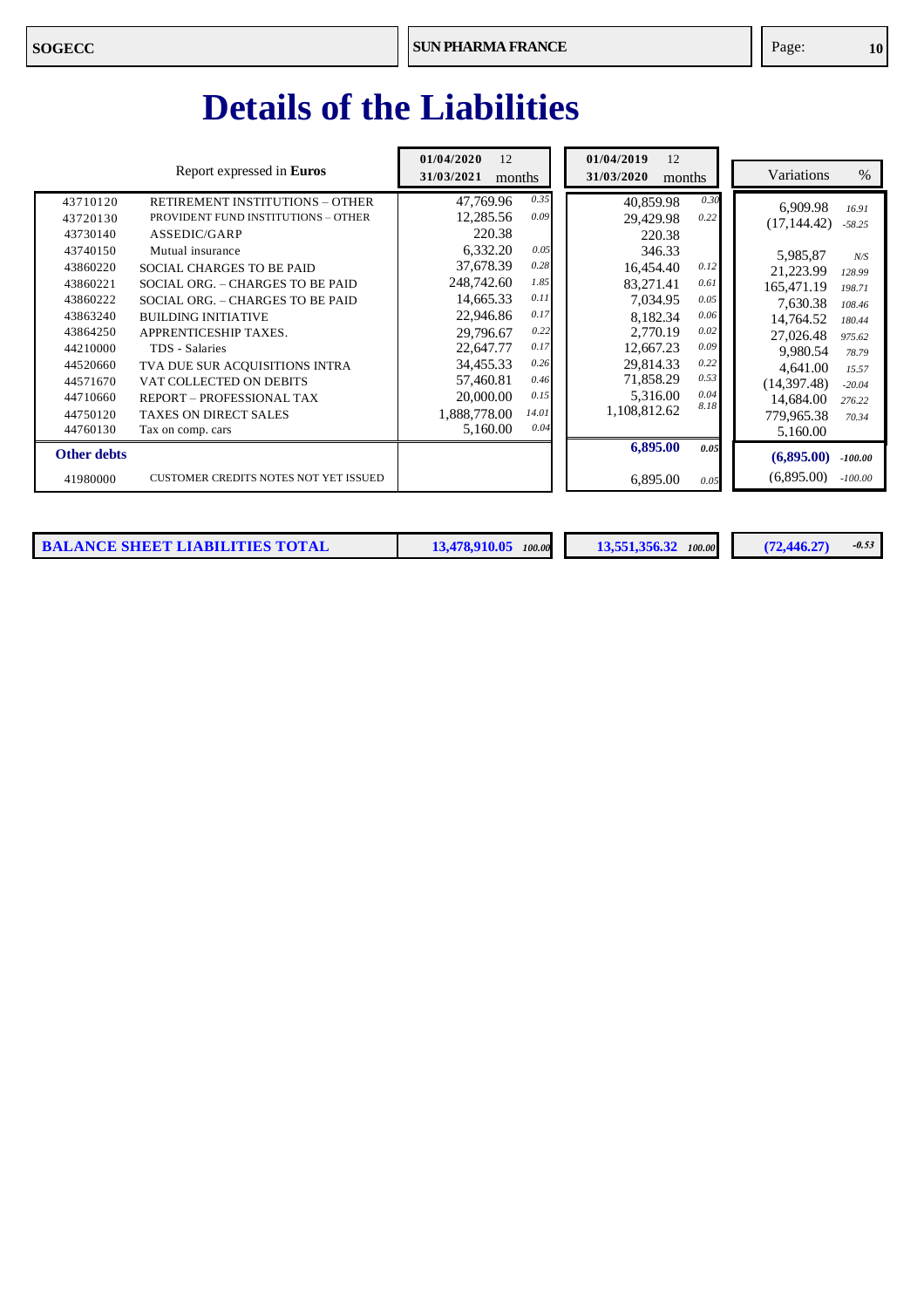# Details of the Liabilities

| Report expressed in **Euros** | | 01/04/2020 31/03/2021 12 months | % | 01/04/2019 31/03/2020 12 months | % | Variations | % |
|---|---|---|---|---|---|---|---|
| 43710120 | RETIREMENT INSTITUTIONS – OTHER | 47,769.96 | 0.35 | 40,859.98 | 0.30 | 6,909.98 | 16.91 |
| 43720130 | PROVIDENT FUND INSTITUTIONS – OTHER | 12,285.56 | 0.09 | 29,429.98 | 0.22 | (17,144.42) | -58.25 |
| 43730140 | ASSEDIC/GARP | 220.38 | | 220.38 | | | |
| 43740150 | Mutual insurance | 6,332.20 | 0.05 | 346.33 | | 5,985,87 | N/S |
| 43860220 | SOCIAL CHARGES TO BE PAID | 37,678.39 | 0.28 | 16,454.40 | 0.12 | 21,223.99 | 128.99 |
| 43860221 | SOCIAL ORG. – CHARGES TO BE PAID | 248,742.60 | 1.85 | 83,271.41 | 0.61 | 165,471.19 | 198.71 |
| 43860222 | SOCIAL ORG. – CHARGES TO BE PAID | 14,665.33 | 0.11 | 7,034.95 | 0.05 | 7,630.38 | 108.46 |
| 43863240 | BUILDING INITIATIVE | 22,946.86 | 0.17 | 8,182.34 | 0.06 | 14,764.52 | 180.44 |
| 43864250 | APPRENTICESHIP TAXES. | 29,796.67 | 0.22 | 2,770.19 | 0.02 | 27,026.48 | 975.62 |
| 44210000 | TDS - Salaries | 22,647.77 | 0.17 | 12,667.23 | 0.09 | 9,980.54 | 78.79 |
| 44520660 | TVA DUE SUR ACQUISITIONS INTRA | 34,455.33 | 0.26 | 29,814.33 | 0.22 | 4,641.00 | 15.57 |
| 44571670 | VAT COLLECTED ON DEBITS | 57,460.81 | 0.46 | 71,858.29 | 0.53 | (14,397.48) | -20.04 |
| 44710660 | REPORT – PROFESSIONAL TAX | 20,000.00 | 0.15 | 5,316.00 | 0.04 | 14,684.00 | 276.22 |
| 44750120 | TAXES ON DIRECT SALES | 1,888,778.00 | 14.01 | 1,108,812.62 | 8.18 | 779,965.38 | 70.34 |
| 44760130 | Tax on comp. cars | 5,160.00 | 0.04 | | | 5,160.00 | |
| **Other debts** | | | | **6,895.00** | **0.05** | **(6,895.00)** | **-100.00** |
| 41980000 | CUSTOMER CREDITS NOTES NOT YET ISSUED | | | 6,895.00 | 0.05 | (6,895.00) | -100.00 |
| **BALANCE SHEET LIABILITIES TOTAL** | | **13,478,910.05** | **100.00** | **13,551,356.32** | **100.00** | **(72,446.27)** | **-0.53** |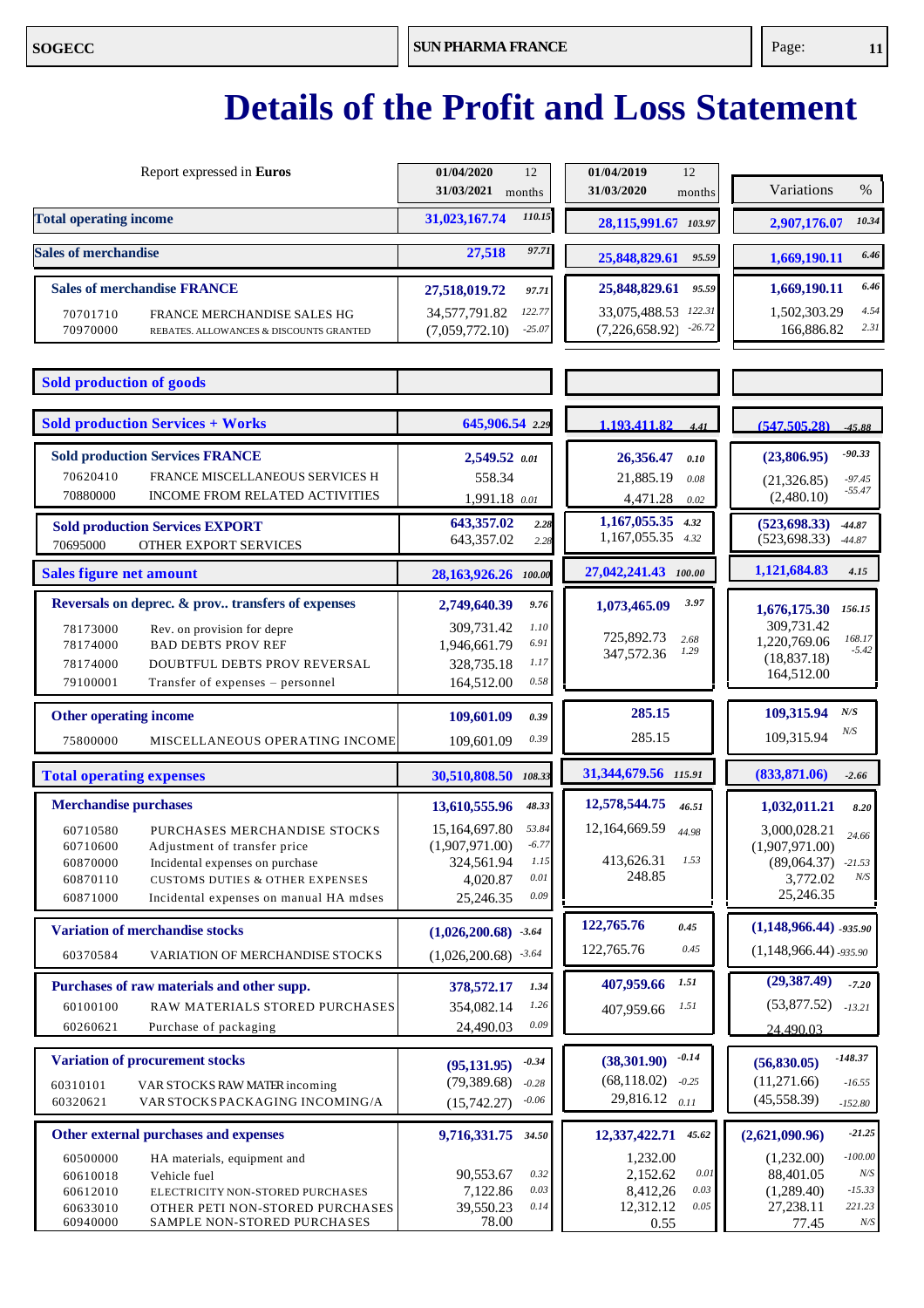# Details of the Profit and Loss Statement

| Report expressed in **Euros** | 01/04/2020 – 31/03/2021 (12 months) | % | 01/04/2019 – 31/03/2020 (12 months) | % | Variations | % |
|---|---|---|---|---|---|---|
| **Total operating income** | **31,023,167.74** | *110.15* | **28,115,991.67** | *103.97* | **2,907,176.07** | *10.34* |
| **Sales of merchandise** | **27,518** | *97.71* | **25,848,829.61** | *95.59* | **1,669,190.11** | *6.46* |
| **Sales of merchandise FRANCE** | **27,518,019.72** | *97.71* | **25,848,829.61** | *95.59* | **1,669,190.11** | *6.46* |
| 70701710 FRANCE MERCHANDISE SALES HG | 34,577,791.82 | *122.77* | 33,075,488.53 | *122.31* | 1,502,303.29 | *4.54* |
| 70970000 REBATES. ALLOWANCES & DISCOUNTS GRANTED | (7,059,772.10) | *-25.07* | (7,226,658.92) | *-26.72* | 166,886.82 | *2.31* |
| **Sold production of goods** | | | | | | |
| **Sold production Services + Works** | **645,906.54** | *2.29* | **1,193,411.82** | *4.41* | **(547,505.28)** | *-45.88* |
| **Sold production Services FRANCE** | **2,549.52** | *0.01* | **26,356.47** | *0.10* | **(23,806.95)** | *-90.33* |
| 70620410 FRANCE MISCELLANEOUS SERVICES H | 558.34 | | 21,885.19 | *0.08* | (21,326.85) | *-97.45* |
| 70880000 INCOME FROM RELATED ACTIVITIES | 1,991.18 | *0.01* | 4,471.28 | *0.02* | (2,480.10) | *-55.47* |
| **Sold production Services EXPORT** | **643,357.02** | *2.28* | **1,167,055.35** | *4.32* | **(523,698.33)** | *-44.87* |
| 70695000 OTHER EXPORT SERVICES | 643,357.02 | *2.28* | 1,167,055.35 | *4.32* | (523,698.33) | *-44.87* |
| **Sales figure net amount** | **28,163,926.26** | *100.00* | **27,042,241.43** | *100.00* | **1,121,684.83** | *4.15* |
| **Reversals on deprec. & prov.. transfers of expenses** | **2,749,640.39** | *9.76* | **1,073,465.09** | *3.97* | **1,676,175.30** | *156.15* |
| 78173000 Rev. on provision for depre | 309,731.42 | *1.10* | | | 309,731.42 | |
| 78174000 BAD DEBTS PROV REF | 1,946,661.79 | *6.91* | 725,892.73 | *2.68* | 1,220,769.06 | *168.17* |
| 78174000 DOUBTFUL DEBTS PROV REVERSAL | 328,735.18 | *1.17* | 347,572.36 | *1.29* | (18,837.18) | *-5.42* |
| 79100001 Transfer of expenses – personnel | 164,512.00 | *0.58* | | | 164,512.00 | |
| **Other operating income** | **109,601.09** | *0.39* | **285.15** | | **109,315.94** | *N/S* |
| 75800000 MISCELLANEOUS OPERATING INCOME | 109,601.09 | *0.39* | 285.15 | | 109,315.94 | *N/S* |
| **Total operating expenses** | **30,510,808.50** | *108.33* | **31,344,679.56** | *115.91* | **(833,871.06)** | *-2.66* |
| **Merchandise purchases** | **13,610,555.96** | *48.33* | **12,578,544.75** | *46.51* | **1,032,011.21** | *8.20* |
| 60710580 PURCHASES MERCHANDISE STOCKS | 15,164,697.80 | *53.84* | 12,164,669.59 | *44.98* | 3,000,028.21 | *24.66* |
| 60710600 Adjustment of transfer price | (1,907,971.00) | *-6.77* | | | (1,907,971.00) | |
| 60870000 Incidental expenses on purchase | 324,561.94 | *1.15* | 413,626.31 | *1.53* | (89,064.37) | *-21.53* |
| 60870110 CUSTOMS DUTIES & OTHER EXPENSES | 4,020.87 | *0.01* | 248.85 | | 3,772.02 | *N/S* |
| 60871000 Incidental expenses on manual HA mdses | 25,246.35 | *0.09* | | | 25,246.35 | |
| **Variation of merchandise stocks** | **(1,026,200.68)** | *-3.64* | **122,765.76** | *0.45* | **(1,148,966.44)** | *-935.90* |
| 60370584 VARIATION OF MERCHANDISE STOCKS | (1,026,200.68) | *-3.64* | 122,765.76 | *0.45* | (1,148,966.44) | *-935.90* |
| **Purchases of raw materials and other supp.** | **378,572.17** | *1.34* | **407,959.66** | *1.51* | **(29,387.49)** | *-7.20* |
| 60100100 RAW MATERIALS STORED PURCHASES | 354,082.14 | *1.26* | 407,959.66 | *1.51* | (53,877.52) | *-13.21* |
| 60260621 Purchase of packaging | 24,490.03 | *0.09* | | | 24,490.03 | |
| **Variation of procurement stocks** | **(95,131.95)** | *-0.34* | **(38,301.90)** | *-0.14* | **(56,830.05)** | *-148.37* |
| 60310101 VAR STOCKS RAW MATER incoming | (79,389.68) | *-0.28* | (68,118.02) | *-0.25* | (11,271.66) | *-16.55* |
| 60320621 VAR STOCKS PACKAGING INCOMING/A | (15,742.27) | *-0.06* | 29,816.12 | *0.11* | (45,558.39) | *-152.80* |
| **Other external purchases and expenses** | **9,716,331.75** | *34.50* | **12,337,422.71** | *45.62* | **(2,621,090.96)** | *-21.25* |
| 60500000 HA materials, equipment and | | | 1,232.00 | | (1,232.00) | *-100.00* |
| 60610018 Vehicle fuel | 90,553.67 | *0.32* | 2,152.62 | *0.01* | 88,401.05 | *N/S* |
| 60612010 ELECTRICITY NON-STORED PURCHASES | 7,122.86 | *0.03* | 8,412,26 | *0.03* | (1,289.40) | *-15.33* |
| 60633010 OTHER PETI NON-STORED PURCHASES | 39,550.23 | *0.14* | 12,312.12 | *0.05* | 27,238.11 | *221.23* |
| 60940000 SAMPLE NON-STORED PURCHASES | 78.00 | | 0.55 | | 77.45 | *N/S* |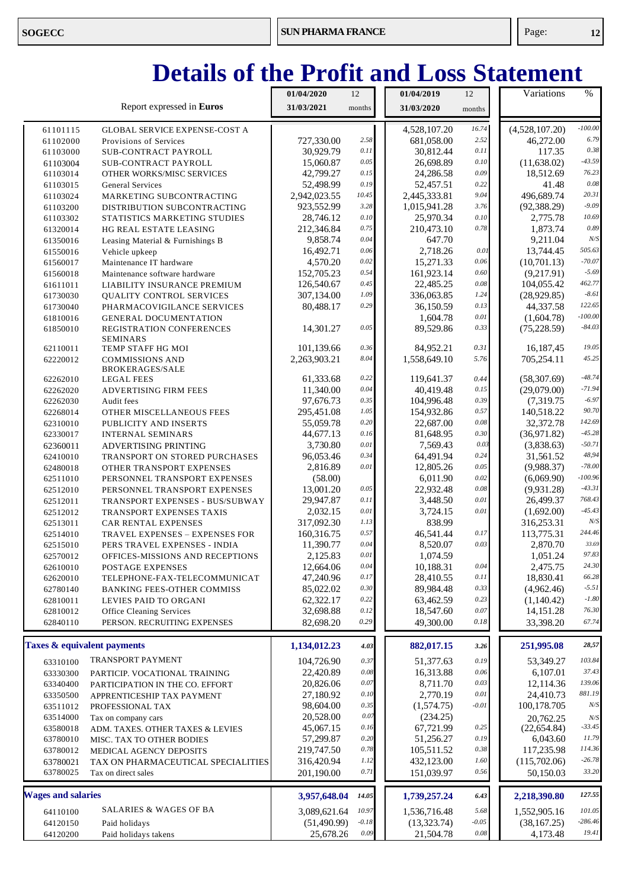# Details of the Profit and Loss Statement

| Report expressed in **Euros** | | 01/04/2020 31/03/2021 | 12 months | 01/04/2019 31/03/2020 | 12 months | Variations | % |
|---|---|---|---|---|---|---|---|
| 61101115 | GLOBAL SERVICE EXPENSE-COST A | | | 4,528,107.20 | 16.74 | (4,528,107.20) | -100.00 |
| 61102000 | Provisions of Services | 727,330.00 | 2.58 | 681,058.00 | 2.52 | 46,272.00 | 6.79 |
| 61103000 | SUB-CONTRACT PAYROLL | 30,929.79 | 0.11 | 30,812.44 | 0.11 | 117.35 | 0.38 |
| 61103004 | SUB-CONTRACT PAYROLL | 15,060.87 | 0.05 | 26,698.89 | 0.10 | (11,638.02) | -43.59 |
| 61103014 | OTHER WORKS/MISC SERVICES | 42,799.27 | 0.15 | 24,286.58 | 0.09 | 18,512.69 | 76.23 |
| 61103015 | General Services | 52,498.99 | 0.19 | 52,457.51 | 0.22 | 41.48 | 0.08 |
| 61103024 | MARKETING SUBCONTRACTING | 2,942,023.55 | 10.45 | 2,445,333.81 | 9.04 | 496,689.74 | 20.31 |
| 61103200 | DISTRIBUTION SUBCONTRACTING | 923,552.99 | 3.28 | 1,015,941.28 | 3.76 | (92,388.29) | -9.09 |
| 61103302 | STATISTICS MARKETING STUDIES | 28,746.12 | 0.10 | 25,970.34 | 0.10 | 2,775.78 | 10.69 |
| 61320014 | HG REAL ESTATE LEASING | 212,346.84 | 0.75 | 210,473.10 | 0.78 | 1,873.74 | 0.89 |
| 61350016 | Leasing Material & Furnishings B | 9,858.74 | 0.04 | 647.70 | | 9,211.04 | N/S |
| 61550016 | Vehicle upkeep | 16,492.71 | 0.06 | 2,718.26 | 0.01 | 13,744.45 | 505.63 |
| 61560017 | Maintenance IT hardware | 4,570.20 | 0.02 | 15,271.33 | 0.06 | (10,701.13) | -70.07 |
| 61560018 | Maintenance software hardware | 152,705.23 | 0.54 | 161,923.14 | 0.60 | (9,217.91) | -5.69 |
| 61611011 | LIABILITY INSURANCE PREMIUM | 126,540.67 | 0.45 | 22,485.25 | 0.08 | 104,055.42 | 462.77 |
| 61730030 | QUALITY CONTROL SERVICES | 307,134.00 | 1.09 | 336,063.85 | 1.24 | (28,929.85) | -8.61 |
| 61730040 | PHARMACOVIGILANCE SERVICES | 80,488.17 | 0.29 | 36,150.59 | 0.13 | 44,337.58 | 122.65 |
| 61810016 | GENERAL DOCUMENTATION | | | 1,604.78 | 0.01 | (1,604.78) | -100.00 |
| 61850010 | REGISTRATION CONFERENCES SEMINARS | 14,301.27 | 0.05 | 89,529.86 | 0.33 | (75,228.59) | -84.03 |
| 62110011 | TEMP STAFF HG MOI | 101,139.66 | 0.36 | 84,952.21 | 0.31 | 16,187,45 | 19.05 |
| 62220012 | COMMISSIONS AND BROKERAGES/SALE | 2,263,903.21 | 8.04 | 1,558,649.10 | 5.76 | 705,254.11 | 45.25 |
| 62262010 | LEGAL FEES | 61,333.68 | 0.22 | 119,641.37 | 0.44 | (58,307.69) | -48.74 |
| 62262020 | ADVERTISING FIRM FEES | 11,340.00 | 0.04 | 40,419.48 | 0.15 | (29,079.00) | -71.94 |
| 62262030 | Audit fees | 97,676.73 | 0.35 | 104,996.48 | 0.39 | (7,319.75 | -6.97 |
| 62268014 | OTHER MISCELLANEOUS FEES | 295,451.08 | 1.05 | 154,932.86 | 0.57 | 140,518.22 | 90.70 |
| 62310010 | PUBLICITY AND INSERTS | 55,059.78 | 0.20 | 22,687.00 | 0.08 | 32,372.78 | 142.69 |
| 62330017 | INTERNAL SEMINARS | 44,677.13 | 0.16 | 81,648.95 | 0.30 | (36,971.82) | -45.28 |
| 62360011 | ADVERTISING PRINTING | 3,730.80 | 0.01 | 7,569.43 | 0.03 | (3,838.63) | -50.71 |
| 62410010 | TRANSPORT ON STORED PURCHASES | 96,053.46 | 0.34 | 64,491.94 | 0.24 | 31,561.52 | 48,94 |
| 62480018 | OTHER TRANSPORT EXPENSES | 2,816.89 | 0.01 | 12,805.26 | 0.05 | (9,988.37) | -78.00 |
| 62511010 | PERSONNEL TRANSPORT EXPENSES | (58.00) | | 6,011.90 | 0.02 | (6,069.90) | -100.96 |
| 62512010 | PERSONNEL TRANSPORT EXPENSES | 13,001.20 | 0.05 | 22,932.48 | 0.08 | (9,931.28) | -43.31 |
| 62512011 | TRANSPORT EXPENSES - BUS/SUBWAY | 29,947.87 | 0.11 | 3,448.50 | 0.01 | 26,499.37 | 768.43 |
| 62512012 | TRANSPORT EXPENSES TAXIS | 2,032.15 | 0.01 | 3,724.15 | 0.01 | (1,692.00) | -45.43 |
| 62513011 | CAR RENTAL EXPENSES | 317,092.30 | 1.13 | 838.99 | | 316,253.31 | N/S |
| 62514010 | TRAVEL EXPENSES – EXPENSES FOR | 160,316.75 | 0.57 | 46,541.44 | 0.17 | 113,775.31 | 244.46 |
| 62515010 | PERS TRAVEL EXPENSES - INDIA | 11,390.77 | 0.04 | 8,520.07 | 0.03 | 2,870.70 | 33.69 |
| 62570012 | OFFICES-MISSIONS AND RECEPTIONS | 2,125.83 | 0.01 | 1,074.59 | | 1,051.24 | 97.83 |
| 62610010 | POSTAGE EXPENSES | 12,664.06 | 0.04 | 10,188.31 | 0.04 | 2,475.75 | 24.30 |
| 62620010 | TELEPHONE-FAX-TELECOMMUNICAT | 47,240.96 | 0.17 | 28,410.55 | 0.11 | 18,830.41 | 66.28 |
| 62780140 | BANKING FEES-OTHER COMMISS | 85,022.02 | 0.30 | 89,984.48 | 0.33 | (4,962.46) | -5.51 |
| 62810011 | LEVIES PAID TO ORGANI | 62,322.17 | 0.22 | 63,462.59 | 0.23 | (1,140.42) | -1.80 |
| 62810012 | Office Cleaning Services | 32,698.88 | 0.12 | 18,547.60 | 0.07 | 14,151.28 | 76.30 |
| 62840110 | PERSON. RECRUITING EXPENSES | 82,698.20 | 0.29 | 49,300.00 | 0.18 | 33,398.20 | 67.74 |
| **Taxes & equivalent payments** | | **1,134,012.23** | **4.03** | **882,017.15** | **3.26** | **251,995.08** | **28,57** |
| 63310100 | TRANSPORT PAYMENT | 104,726.90 | 0.37 | 51,377.63 | 0.19 | 53,349.27 | 103.84 |
| 63330300 | PARTICIP. VOCATIONAL TRAINING | 22,420.89 | 0.08 | 16,313.88 | 0.06 | 6,107.01 | 37.43 |
| 63340400 | PARTICIPATION IN THE CO. EFFORT | 20,826.06 | 0.07 | 8,711.70 | 0.03 | 12,114.36 | 139.06 |
| 63350500 | APPRENTICESHIP TAX PAYMENT | 27,180.92 | 0.10 | 2,770.19 | 0.01 | 24,410.73 | 881.19 |
| 63511012 | PROFESSIONAL TAX | 98,604.00 | 0.35 | (1,574.75) | -0.01 | 100,178.705 | N/S |
| 63514000 | Tax on company cars | 20,528.00 | 0.07 | (234.25) | | 20,762.25 | N/S |
| 63580018 | ADM. TAXES. OTHER TAXES & LEVIES | 45,067.15 | 0.16 | 67,721.99 | 0.25 | (22,654.84) | -33.45 |
| 63780010 | MISC. TAX TO OTHER BODIES | 57,299.87 | 0.20 | 51,256.27 | 0.19 | 6,043.60 | 11.79 |
| 63780012 | MEDICAL AGENCY DEPOSITS | 219,747.50 | 0.78 | 105,511.52 | 0.38 | 117,235.98 | 114.36 |
| 63780021 | TAX ON PHARMACEUTICAL SPECIALITIES | 316,420.94 | 1.12 | 432,123.00 | 1.60 | (115,702.06) | -26.78 |
| 63780025 | Tax on direct sales | 201,190.00 | 0.71 | 151,039.97 | 0.56 | 50,150.03 | 33.20 |
| **Wages and salaries** | | **3,957,648.04** | **14.05** | **1,739,257.24** | **6.43** | **2,218,390.80** | **127.55** |
| 64110100 | SALARIES & WAGES OF BA | 3,089,621.64 | 10.97 | 1,536,716.48 | 5.68 | 1,552,905.16 | 101.05 |
| 64120150 | Paid holidays | (51,490.99) | -0.18 | (13,323.74) | -0.05 | (38,167.25) | -286.46 |
| 64120200 | Paid holidays takens | 25,678.26 | 0.09 | 21,504.78 | 0.08 | 4,173.48 | 19.41 |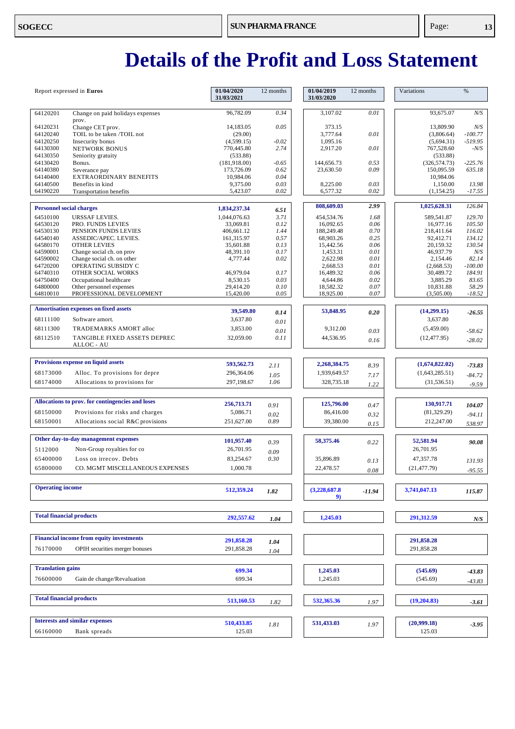# Details of the Profit and Loss Statement

| Report expressed in **Euros** | | 01/04/2020 31/03/2021 | 12 months | 01/04/2019 31/03/2020 | 12 months | Variations | % |
|---|---|---|---|---|---|---|---|
| 64120201 | Change on paid holidays expenses prov. | 96,782.09 | 0.34 | 3,107.02 | 0.01 | 93,675.07 | N/S |
| 64120231 | Change CET prov. | 14,183.05 | 0.05 | 373.15 | | 13,809.90 | N/S |
| 64120240 | TOIL to be taken /TOIL not | (29.00) | | 3,777.64 | 0.01 | (3,806.64) | -100.77 |
| 64120250 | Insecurity bonus | (4,599.15) | -0.02 | 1,095.16 | | (5,694.31) | -519.95 |
| 64130300 | NETWORK BONUS | 770,445.80 | 2.74 | 2,917.20 | 0.01 | 767,528.60 | -N/S |
| 64130350 | Seniority gratuity | (533.88) | | | | (533.88) | |
| 64130420 | Bonus. | (181,918.00) | -0.65 | 144,656.73 | 0.53 | (326,574.73) | -225.76 |
| 64140380 | Severance pay | 173,726.09 | 0.62 | 23,630.50 | 0.09 | 150,095.59 | 635.18 |
| 64140400 | EXTRAORDINARY BENEFITS | 10,984.06 | 0.04 | | | 10,984.06 | |
| 64140500 | Benefits in kind | 9,375.00 | 0.03 | 8,225.00 | 0.03 | 1,150.00 | 13.98 |
| 64190220 | Transportation benefits | 5,423.07 | 0.02 | 6,577.32 | 0.02 | (1,154.25) | -17.55 |
| **Personnel social charges** | | **1,834,237.34** | **6.51** | **808,609.03** | **2.99** | **1,025,628.31** | 126.84 |
| 64510100 | URSSAF LEVIES. | 1,044,076.63 | 3.71 | 454,534.76 | 1.68 | 589,541.87 | 129.70 |
| 64530120 | PRO. FUNDS LEVIES | 33,069.81 | 0.12 | 16,092.65 | 0.06 | 16,977.16 | 105.50 |
| 64530130 | PENSION FUNDS LEVIES | 406,661.12 | 1.44 | 188,249.48 | 0.70 | 218,411.64 | 116.02 |
| 64540140 | ASSEDIC/APEC. LEVIES. | 161,315.97 | 0.57 | 68,903.26 | 0.25 | 92,412.71 | 134.12 |
| 64580170 | OTHER LEVIES | 35,601.88 | 0.13 | 15,442.56 | 0.06 | 20,159.32 | 130.54 |
| 64590001 | Change social ch. on prov | 48,391.10 | 0.17 | 1,453.31 | 0.01 | 46,937.79 | N/S |
| 64590002 | Change social ch. on other | 4,777.44 | 0.02 | 2,622.98 | 0.01 | 2,154.46 | 82.14 |
| 64720200 | OPERATING SUBSIDY C | | | 2,668.53 | 0.01 | (2,668.53) | -100.00 |
| 64740310 | OTHER SOCIAL WORKS | 46,979.04 | 0.17 | 16,489.32 | 0.06 | 30,489.72 | 184.91 |
| 64750400 | Occupational healthcare | 8,530.15 | 0.03 | 4,644.86 | 0.02 | 3,885.29 | 83.65 |
| 64800000 | Other personnel expenses | 29,414.20 | 0.10 | 18,582.32 | 0.07 | 10,831.88 | 58.29 |
| 64810010 | PROFESSIONAL DEVELOPMENT | 15,420.00 | 0.05 | 18,925.00 | 0.07 | (3,505.00) | -18.52 |
| **Amortisation expenses on fixed assets** | | **39,549.80** | **0.14** | **53,848.95** | **0.20** | **(14,299.15)** | **-26.55** |
| 68111100 | Software amort. | 3,637.80 | 0.01 | | | 3,637.80 | |
| 68111300 | TRADEMARKS AMORT alloc | 3,853.00 | 0.01 | 9,312.00 | 0.03 | (5,459.00) | -58.62 |
| 68112510 | TANGIBLE FIXED ASSETS DEPREC ALLOC - AU | 32,059.00 | 0.11 | 44,536.95 | 0.16 | (12,477.95) | -28.02 |
| **Provisions expense on liquid assets** | | **593,562.73** | 2.11 | **2,268,384.75** | 8.39 | **(1,674,822.02)** | **-73.83** |
| 68173000 | Alloc. To provisions for depre | 296,364.06 | 1.05 | 1,939,649.57 | 7.17 | (1,643,285.51) | -84.72 |
| 68174000 | Allocations to provisions for | 297,198.67 | 1.06 | 328,735.18 | 1.22 | (31,536.51) | -9.59 |
| **Allocations to prov. for contingencies and loses** | | **256,713.71** | 0.91 | **125,796.00** | 0.47 | **130,917.71** | **104.07** |
| 68150000 | Provisions for risks and charges | 5,086.71 | 0.02 | 86,416.00 | 0.32 | (81,329.29) | -94.11 |
| 68150001 | Allocations social R&C provisions | 251,627.00 | 0.89 | 39,380.00 | 0.15 | 212,247.00 | 538.97 |
| **Other day-to-day management expenses** | | **101,957.40** | 0.39 | **58,375.46** | 0.22 | **52,581.94** | **90.08** |
| 5112000 | Non-Group royalties for co | 26,701.95 | 0.09 | | | 26,701.95 | |
| 65400000 | Loss on irrecov. Debts | 83,254.67 | 0.30 | 35,896.89 | 0.13 | 47,357.78 | 131.93 |
| 65800000 | CO. MGMT MISCELLANEOUS EXPENSES | 1,000.78 | | 22,478.57 | 0.08 | (21,477.79) | -95.55 |
| **Operating income** | | **512,359.24** | **1.82** | **(3,228,687.89)** | **-11.94** | **3,741,047.13** | **115.87** |
| **Total financial products** | | **292,557.62** | **1.04** | **1,245.03** | | **291,312.59** | **N/S** |
| **Financial income from equity investments** | | **291,858.28** | **1.04** | | | **291,858.28** | |
| 76170000 | OPIH securities merger bonuses | 291,858.28 | 1.04 | | | 291,858.28 | |
| **Translation gains** | | **699.34** | | **1,245.03** | | **(545.69)** | **-43.83** |
| 76600000 | Gain de change/Revaluation | 699.34 | | 1,245.03 | | (545.69) | -43.83 |
| **Total financial products** | | **513,160.53** | 1.82 | **532,365.36** | 1.97 | **(19,204.83)** | **-3.61** |
| **Interests and similar expenses** | | **510,433.85** | 1.81 | **531,433.03** | 1.97 | **(20,999.18)** | **-3.95** |
| 66160000 | Bank spreads | 125.03 | | | | 125.03 | |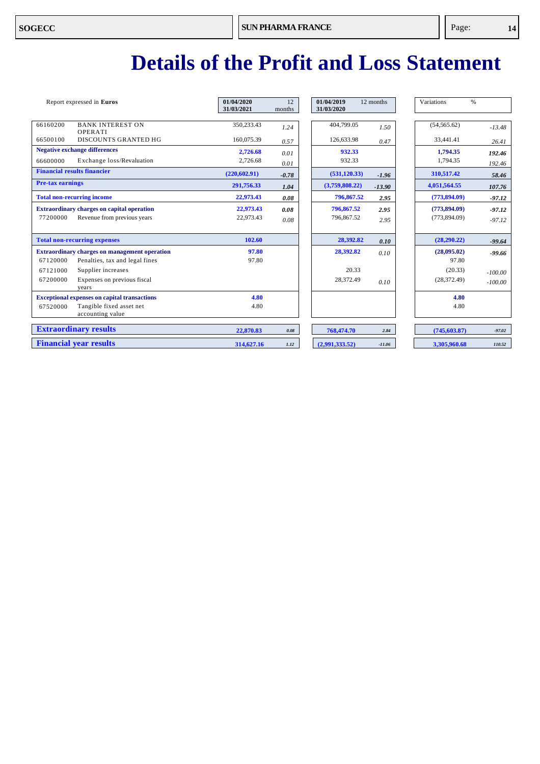# Details of the Profit and Loss Statement

| Report expressed in **Euros** | | 01/04/2020 31/03/2021 | 12 months | 01/04/2019 31/03/2020 | 12 months | Variations | % |
|---|---|---|---|---|---|---|---|
| 66160200 | BANK INTEREST ON OPERATI | 350,233.43 | 1.24 | 404,799.05 | 1.50 | (54,565.62) | -13.48 |
| 66500100 | DISCOUNTS GRANTED HG | 160,075.39 | 0.57 | 126,633.98 | 0.47 | 33,441.41 | 26.41 |
| **Negative exchange differences** | | **2,726.68** | 0.01 | **932.33** | | **1,794.35** | **192.46** |
| 66600000 | Exchange loss/Revaluation | 2,726.68 | 0.01 | 932.33 | | 1,794.35 | 192.46 |
| **Financial results financier** | | **(220,602.91)** | **-0.78** | **(531,120.33)** | **-1.96** | **310,517.42** | **58.46** |
| **Pre-tax earnings** | | **291,756.33** | **1.04** | **(3,759,808.22)** | **-13.90** | **4,051,564.55** | **107.76** |
| **Total non-recurring income** | | **22,973.43** | **0.08** | **796,867.52** | **2.95** | **(773,894.09)** | **-97.12** |
| **Extraordinary charges on capital operation** | | **22,973.43** | **0.08** | **796,867.52** | **2.95** | **(773,894.09)** | **-97.12** |
| 77200000 | Revenue from previous years | 22,973.43 | 0.08 | 796,867.52 | 2.95 | (773,894.09) | -97.12 |
| **Total non-recurring expenses** | | **102.60** | | **28,392.82** | **0.10** | **(28,290.22)** | **-99.64** |
| **Extraordinary charges on management operation** | | **97.80** | | **28,392.82** | 0.10 | **(28,095.02)** | **-99.66** |
| 67120000 | Penalties, tax and legal fines | 97.80 | | | | 97.80 | |
| 67121000 | Supplier increases | | | 20.33 | | (20.33) | -100.00 |
| 67200000 | Expenses on previous fiscal years | | | 28,372.49 | 0.10 | (28,372.49) | -100.00 |
| **Exceptional expenses on capital transactions** | | **4.80** | | | | **4.80** | |
| 67520000 | Tangible fixed asset net accounting value | 4.80 | | | | 4.80 | |
| **Extraordinary results** | | **22,870.83** | **0.08** | **768,474.70** | **2.84** | **(745,603.87)** | **-97.02** |
| **Financial year results** | | **314,627.16** | **1.12** | **(2,991,333.52)** | **-11.06** | **3,305,960.68** | **110.52** |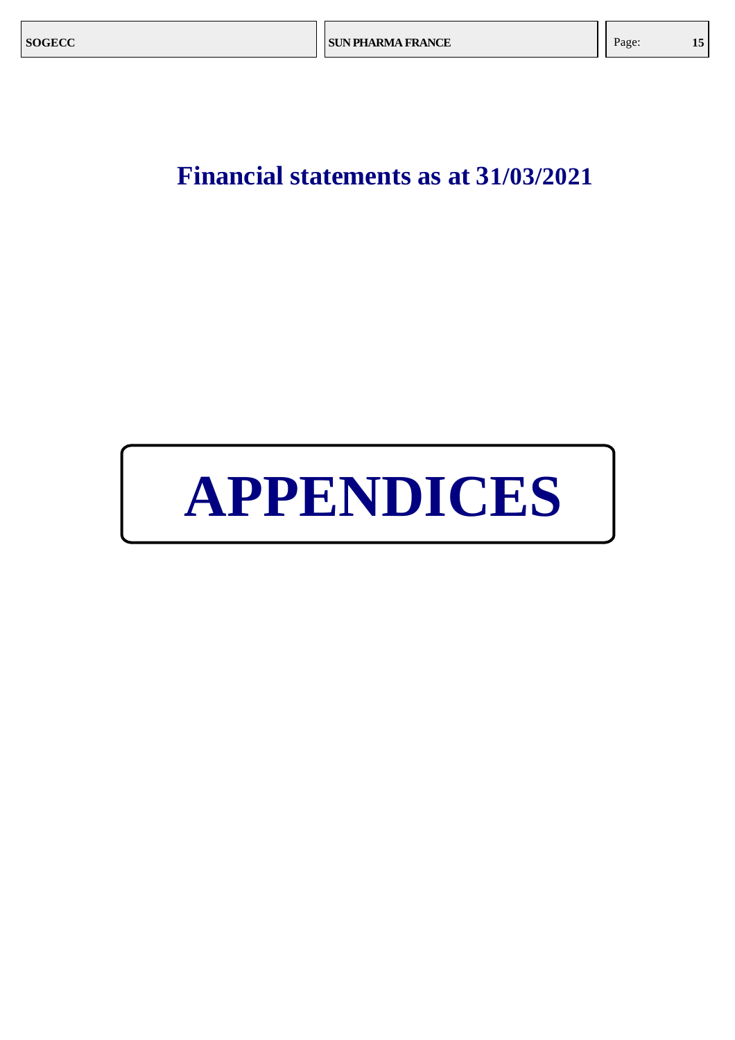## Financial statements as at 31/03/2021

# APPENDICES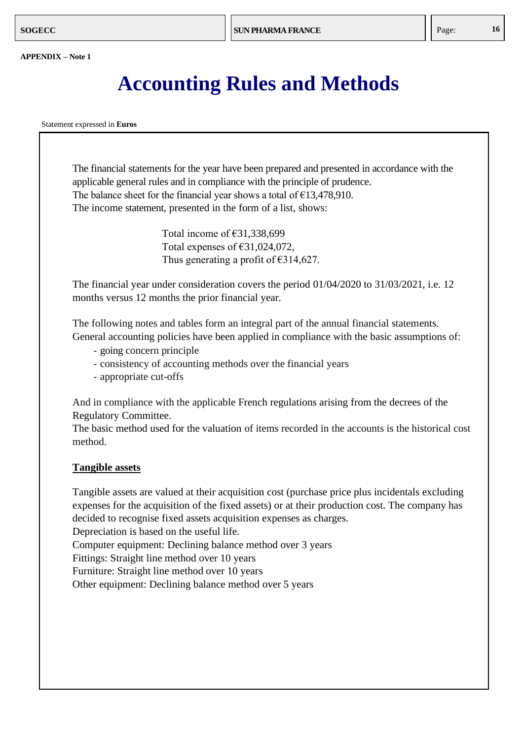APPENDIX – Note 1

# Accounting Rules and Methods

Statement expressed in **Euros**

The financial statements for the year have been prepared and presented in accordance with the applicable general rules and in compliance with the principle of prudence.
The balance sheet for the financial year shows a total of €13,478,910.
The income statement, presented in the form of a list, shows:

Total income of €31,338,699
Total expenses of €31,024,072,
Thus generating a profit of €314,627.

The financial year under consideration covers the period 01/04/2020 to 31/03/2021, i.e. 12 months versus 12 months the prior financial year.

The following notes and tables form an integral part of the annual financial statements.
General accounting policies have been applied in compliance with the basic assumptions of:

- going concern principle
- consistency of accounting methods over the financial years
- appropriate cut-offs

And in compliance with the applicable French regulations arising from the decrees of the Regulatory Committee.
The basic method used for the valuation of items recorded in the accounts is the historical cost method.

**Tangible assets**

Tangible assets are valued at their acquisition cost (purchase price plus incidentals excluding expenses for the acquisition of the fixed assets) or at their production cost. The company has decided to recognise fixed assets acquisition expenses as charges.
Depreciation is based on the useful life.
Computer equipment: Declining balance method over 3 years
Fittings: Straight line method over 10 years
Furniture: Straight line method over 10 years
Other equipment: Declining balance method over 5 years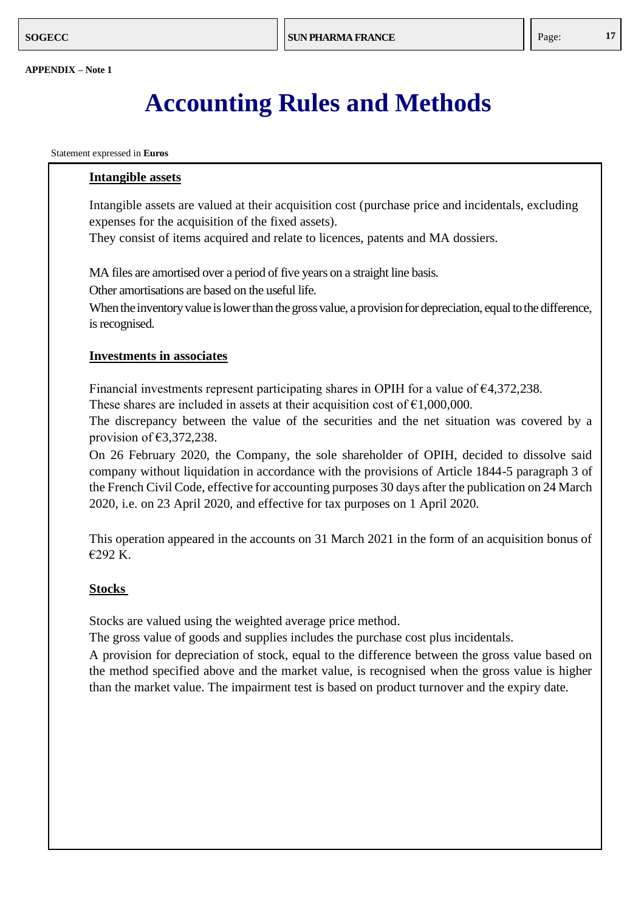APPENDIX – Note 1

# Accounting Rules and Methods

Statement expressed in **Euros**

## Intangible assets

Intangible assets are valued at their acquisition cost (purchase price and incidentals, excluding expenses for the acquisition of the fixed assets).
They consist of items acquired and relate to licences, patents and MA dossiers.

MA files are amortised over a period of five years on a straight line basis.
Other amortisations are based on the useful life.
When the inventory value is lower than the gross value, a provision for depreciation, equal to the difference, is recognised.

## Investments in associates

Financial investments represent participating shares in OPIH for a value of €4,372,238.
These shares are included in assets at their acquisition cost of €1,000,000.
The discrepancy between the value of the securities and the net situation was covered by a provision of €3,372,238.
On 26 February 2020, the Company, the sole shareholder of OPIH, decided to dissolve said company without liquidation in accordance with the provisions of Article 1844-5 paragraph 3 of the French Civil Code, effective for accounting purposes 30 days after the publication on 24 March 2020, i.e. on 23 April 2020, and effective for tax purposes on 1 April 2020.

This operation appeared in the accounts on 31 March 2021 in the form of an acquisition bonus of €292 K.

## Stocks

Stocks are valued using the weighted average price method.
The gross value of goods and supplies includes the purchase cost plus incidentals.
A provision for depreciation of stock, equal to the difference between the gross value based on the method specified above and the market value, is recognised when the gross value is higher than the market value. The impairment test is based on product turnover and the expiry date.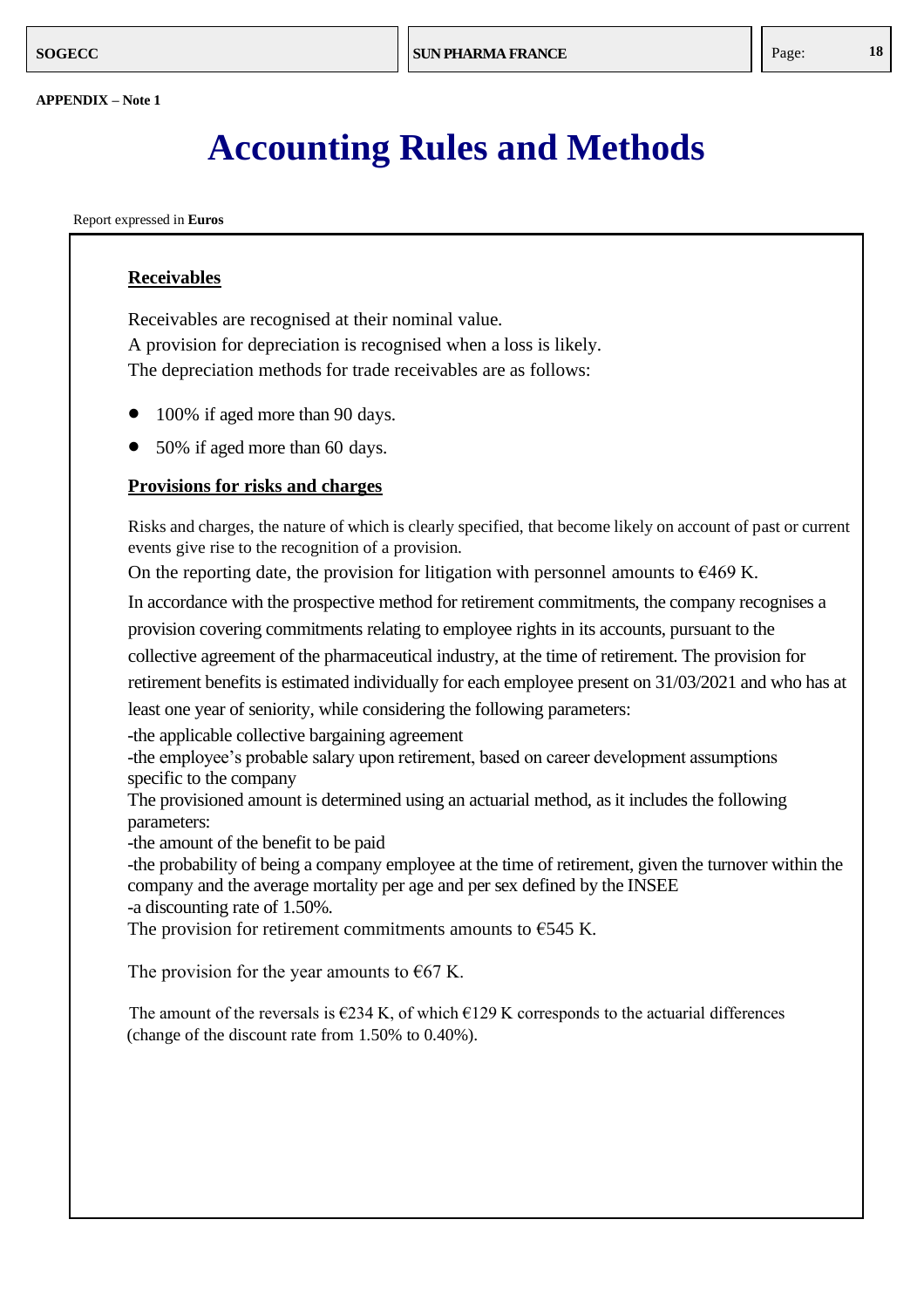APPENDIX – Note 1

# Accounting Rules and Methods

Report expressed in **Euros**

## Receivables

Receivables are recognised at their nominal value.
A provision for depreciation is recognised when a loss is likely.
The depreciation methods for trade receivables are as follows:

- 100% if aged more than 90 days.
- 50% if aged more than 60 days.

## Provisions for risks and charges

Risks and charges, the nature of which is clearly specified, that become likely on account of past or current events give rise to the recognition of a provision.

On the reporting date, the provision for litigation with personnel amounts to €469 K.

In accordance with the prospective method for retirement commitments, the company recognises a provision covering commitments relating to employee rights in its accounts, pursuant to the collective agreement of the pharmaceutical industry, at the time of retirement. The provision for retirement benefits is estimated individually for each employee present on 31/03/2021 and who has at least one year of seniority, while considering the following parameters:

-the applicable collective bargaining agreement
-the employee's probable salary upon retirement, based on career development assumptions specific to the company

The provisioned amount is determined using an actuarial method, as it includes the following parameters:

-the amount of the benefit to be paid
-the probability of being a company employee at the time of retirement, given the turnover within the company and the average mortality per age and per sex defined by the INSEE
-a discounting rate of 1.50%.

The provision for retirement commitments amounts to €545 K.

The provision for the year amounts to €67 K.

The amount of the reversals is €234 K, of which €129 K corresponds to the actuarial differences (change of the discount rate from 1.50% to 0.40%).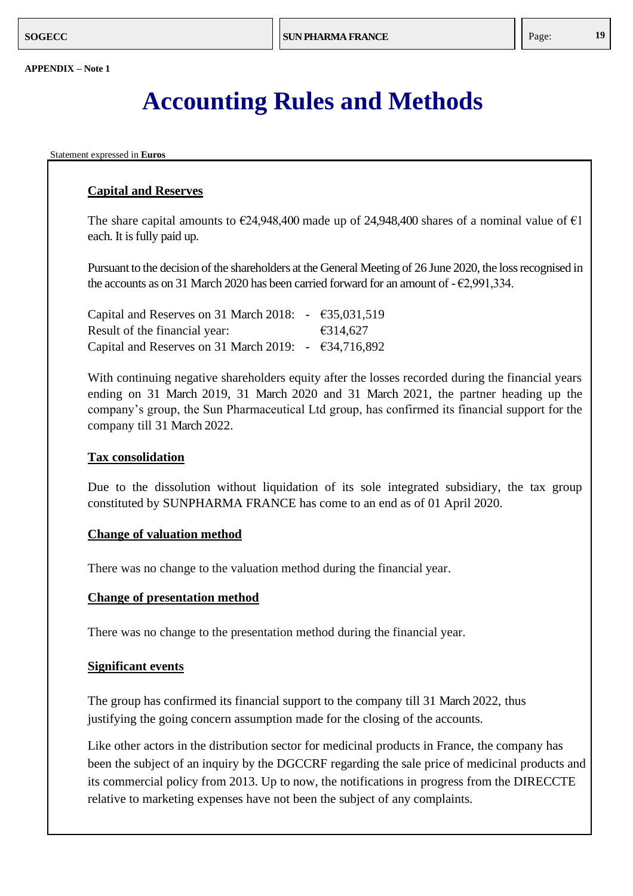**APPENDIX – Note 1**

# Accounting Rules and Methods

Statement expressed in **Euros**

## Capital and Reserves

The share capital amounts to €24,948,400 made up of 24,948,400 shares of a nominal value of €1 each. It is fully paid up.

Pursuant to the decision of the shareholders at the General Meeting of 26 June 2020, the loss recognised in the accounts as on 31 March 2020 has been carried forward for an amount of - €2,991,334.

| | | |
|---|---|---|
| Capital and Reserves on 31 March 2018: | - | €35,031,519 |
| Result of the financial year: | | €314,627 |
| Capital and Reserves on 31 March 2019: | - | €34,716,892 |

With continuing negative shareholders equity after the losses recorded during the financial years ending on 31 March 2019, 31 March 2020 and 31 March 2021, the partner heading up the company's group, the Sun Pharmaceutical Ltd group, has confirmed its financial support for the company till 31 March 2022.

## Tax consolidation

Due to the dissolution without liquidation of its sole integrated subsidiary, the tax group constituted by SUNPHARMA FRANCE has come to an end as of 01 April 2020.

## Change of valuation method

There was no change to the valuation method during the financial year.

## Change of presentation method

There was no change to the presentation method during the financial year.

## Significant events

The group has confirmed its financial support to the company till 31 March 2022, thus justifying the going concern assumption made for the closing of the accounts.

Like other actors in the distribution sector for medicinal products in France, the company has been the subject of an inquiry by the DGCCRF regarding the sale price of medicinal products and its commercial policy from 2013. Up to now, the notifications in progress from the DIRECCTE relative to marketing expenses have not been the subject of any complaints.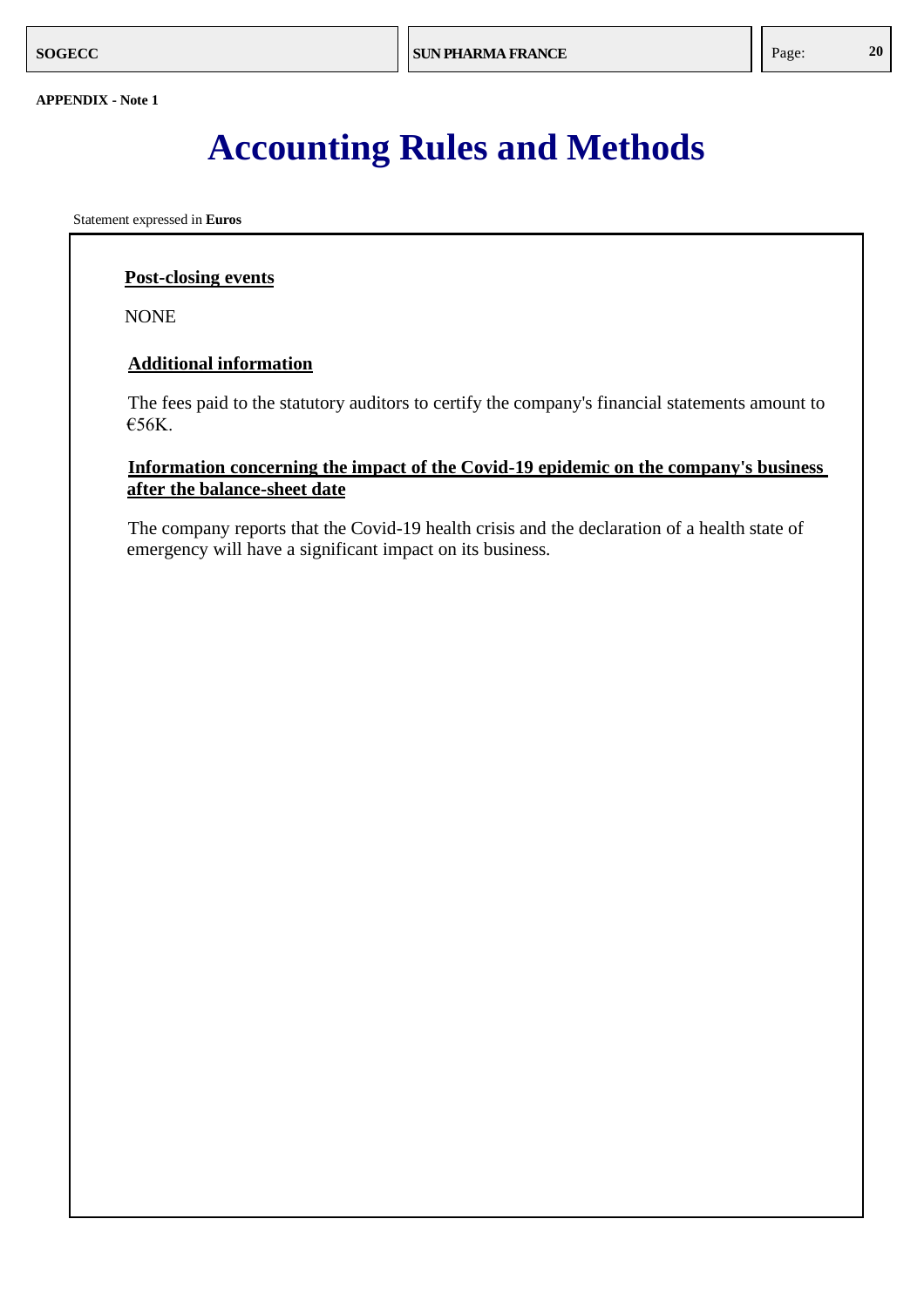APPENDIX - Note 1

# Accounting Rules and Methods

Statement expressed in **Euros**

**Post-closing events**

NONE

**Additional information**

The fees paid to the statutory auditors to certify the company's financial statements amount to €56K.

**Information concerning the impact of the Covid-19 epidemic on the company's business after the balance-sheet date**

The company reports that the Covid-19 health crisis and the declaration of a health state of emergency will have a significant impact on its business.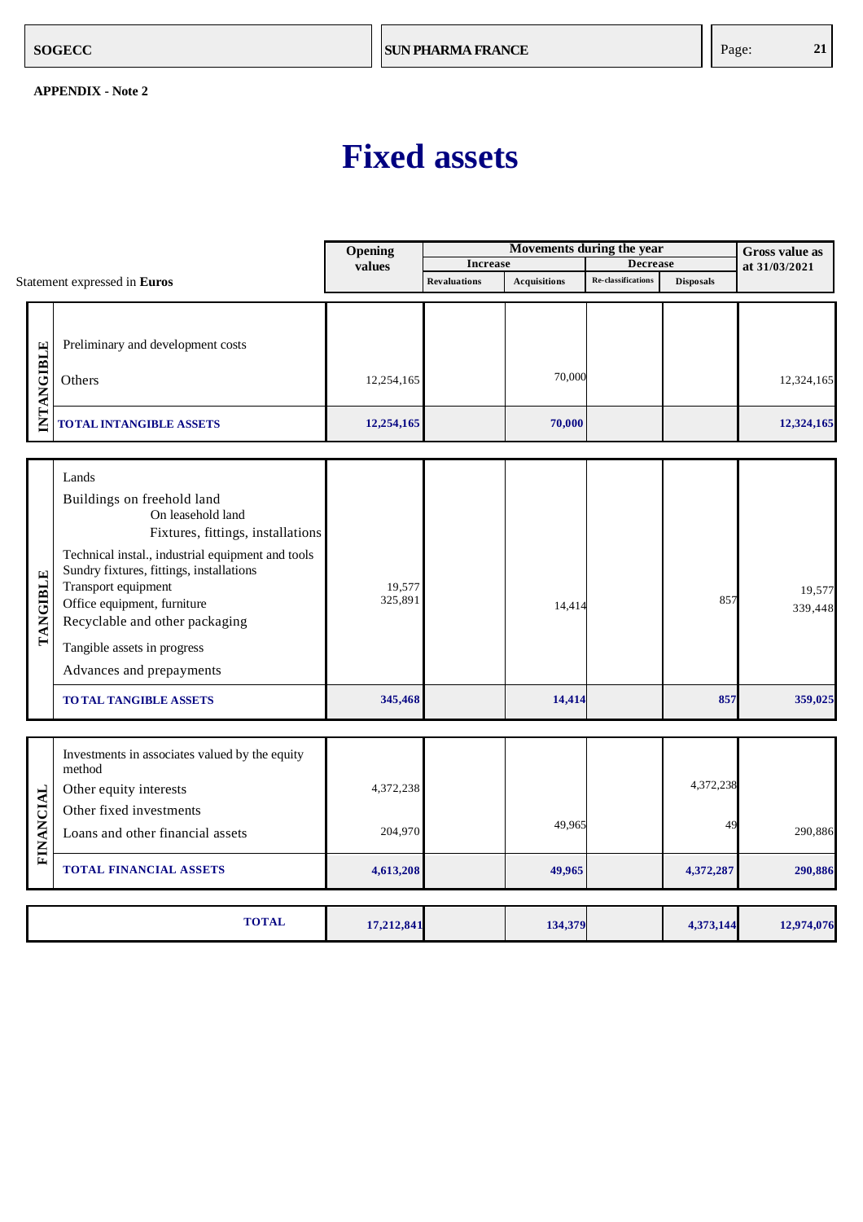**APPENDIX - Note 2**

# Fixed assets

Statement expressed in **Euros**

| | | Opening values | Movements during the year – Increase – Revaluations | Movements during the year – Increase – Acquisitions | Movements during the year – Decrease – Re-classifications | Movements during the year – Decrease – Disposals | Gross value as at 31/03/2021 |
|---|---|---|---|---|---|---|---|
| INTANGIBLE | Preliminary and development costs | | | | | | |
| | Others | 12,254,165 | | 70,000 | | | 12,324,165 |
| | **TOTAL INTANGIBLE ASSETS** | **12,254,165** | | **70,000** | | | **12,324,165** |
| TANGIBLE | Lands | | | | | | |
| | Buildings on freehold land | | | | | | |
| | On leasehold land | | | | | | |
| | Fixtures, fittings, installations | | | | | | |
| | Technical instal., industrial equipment and tools | | | | | | |
| | Sundry fixtures, fittings, installations | | | | | | |
| | Transport equipment | 19,577 | | | | | 19,577 |
| | Office equipment, furniture | 325,891 | | 14,414 | | 857 | 339,448 |
| | Recyclable and other packaging | | | | | | |
| | Tangible assets in progress | | | | | | |
| | Advances and prepayments | | | | | | |
| | **TOTAL TANGIBLE ASSETS** | **345,468** | | **14,414** | | **857** | **359,025** |
| FINANCIAL | Investments in associates valued by the equity method | | | | | | |
| | Other equity interests | 4,372,238 | | | | 4,372,238 | |
| | Other fixed investments | | | | | | |
| | Loans and other financial assets | 204,970 | | 49,965 | | 49 | 290,886 |
| | **TOTAL FINANCIAL ASSETS** | **4,613,208** | | **49,965** | | **4,372,287** | **290,886** |
| | **TOTAL** | **17,212,841** | | **134,379** | | **4,373,144** | **12,974,076** |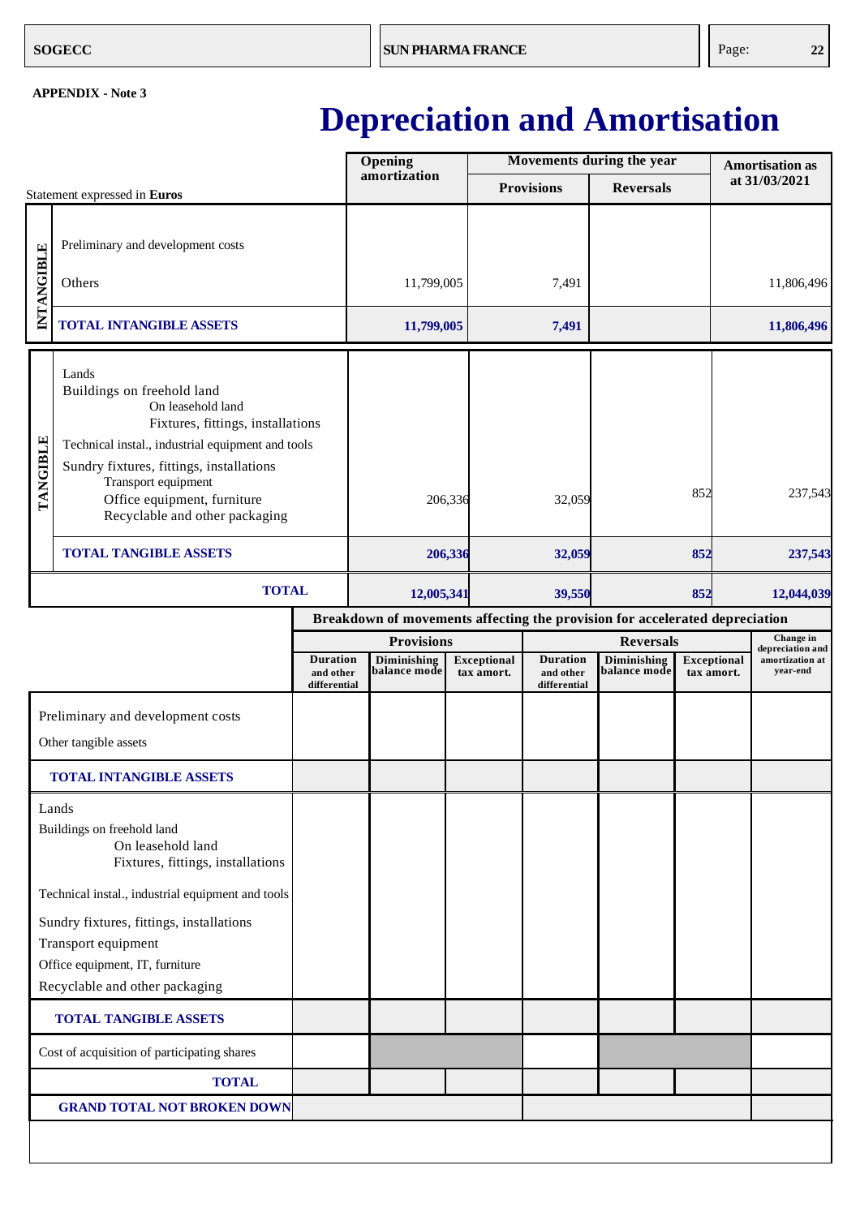APPENDIX - Note 3

# Depreciation and Amortisation

| | Statement expressed in **Euros** | Opening amortization | Movements during the year | | Amortisation as at 31/03/2021 |
|---|---|---|---|---|---|
| | | | Provisions | Reversals | |
| INTANGIBLE | Preliminary and development costs | | | | |
| | Others | 11,799,005 | 7,491 | | 11,806,496 |
| | **TOTAL INTANGIBLE ASSETS** | **11,799,005** | **7,491** | | **11,806,496** |
| TANGIBLE | Lands<br>Buildings on freehold land<br>On leasehold land<br>Fixtures, fittings, installations<br>Technical instal., industrial equipment and tools<br>Sundry fixtures, fittings, installations<br>Transport equipment<br>Office equipment, furniture<br>Recyclable and other packaging | 206,336 | 32,059 | 852 | 237,543 |
| | **TOTAL TANGIBLE ASSETS** | **206,336** | **32,059** | **852** | **237,543** |
| | **TOTAL** | **12,005,341** | **39,550** | **852** | **12,044,039** |

**Breakdown of movements affecting the provision for accelerated depreciation**

| | Provisions | | | Reversals | | | Change in depreciation and amortization at year-end |
|---|---|---|---|---|---|---|---|
| | Duration and other differential | Diminishing balance mode | Exceptional tax amort. | Duration and other differential | Diminishing balance mode | Exceptional tax amort. | |
| Preliminary and development costs<br>Other tangible assets | | | | | | | |
| **TOTAL INTANGIBLE ASSETS** | | | | | | | |
| Lands<br>Buildings on freehold land<br>On leasehold land<br>Fixtures, fittings, installations<br>Technical instal., industrial equipment and tools<br>Sundry fixtures, fittings, installations<br>Transport equipment<br>Office equipment, IT, furniture<br>Recyclable and other packaging | | | | | | | |
| **TOTAL TANGIBLE ASSETS** | | | | | | | |
| Cost of acquisition of participating shares | | | | | | | |
| **TOTAL** | | | | | | | |
| **GRAND TOTAL NOT BROKEN DOWN** | | | | | | | |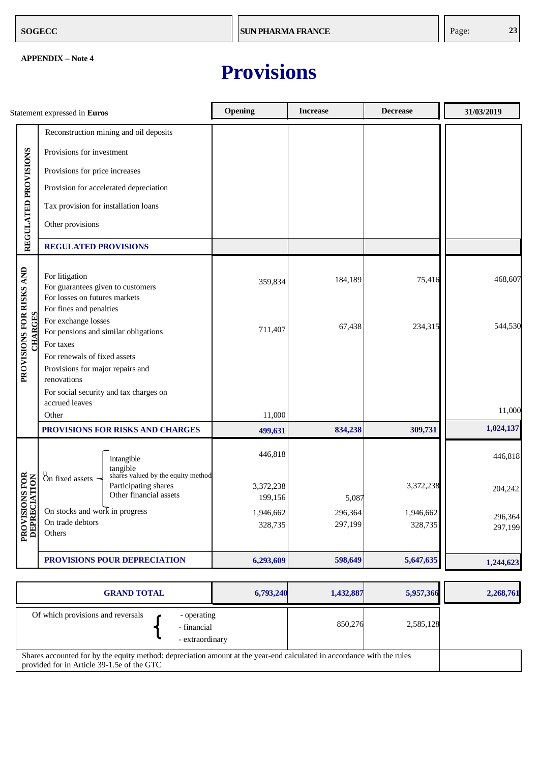**APPENDIX – Note 4**

# Provisions

| Statement expressed in **Euros** | | Opening | Increase | Decrease | 31/03/2019 |
|---|---|---|---|---|---|
| REGULATED PROVISIONS | Reconstruction mining and oil deposits | | | | |
| | Provisions for investment | | | | |
| | Provisions for price increases | | | | |
| | Provision for accelerated depreciation | | | | |
| | Tax provision for installation loans | | | | |
| | Other provisions | | | | |
| | **REGULATED PROVISIONS** | | | | |
| PROVISIONS FOR RISKS AND CHARGES | For litigation<br>For guarantees given to customers<br>For losses on futures markets<br>For fines and penalties | 359,834 | 184,189 | 75,416 | 468,607 |
| | For exchange losses<br>For pensions and similar obligations | 711,407 | 67,438 | 234,315 | 544,530 |
| | For taxes | | | | |
| | For renewals of fixed assets | | | | |
| | Provisions for major repairs and renovations | | | | |
| | For social security and tax charges on accrued leaves | | | | |
| | Other | 11,000 | | | 11,000 |
| | **PROVISIONS FOR RISKS AND CHARGES** | **499,631** | **834,238** | **309,731** | **1,024,137** |
| PROVISIONS FOR DEPRECIATION | On fixed assets – intangible | 446,818 | | | 446,818 |
| | On fixed assets – tangible | | | | |
| | On fixed assets – shares valued by the equity method | | | | |
| | On fixed assets – Participating shares | 3,372,238 | | 3,372,238 | 204,242 |
| | On fixed assets – Other financial assets | 199,156 | 5,087 | | |
| | On stocks and work in progress | 1,946,662 | 296,364 | 1,946,662 | 296,364 |
| | On trade debtors | 328,735 | 297,199 | 328,735 | 297,199 |
| | Others | | | | |
| | **PROVISIONS POUR DEPRECIATION** | **6,293,609** | **598,649** | **5,647,635** | **1,244,623** |

| **GRAND TOTAL** | **6,793,240** | **1,432,887** | **5,957,366** | **2,268,761** |
|---|---|---|---|---|
| Of which provisions and reversals - operating / - financial / - extraordinary | | 850,276 | 2,585,128 | |

Shares accounted for by the equity method: depreciation amount at the year-end calculated in accordance with the rules provided for in Article 39-1.5e of the GTC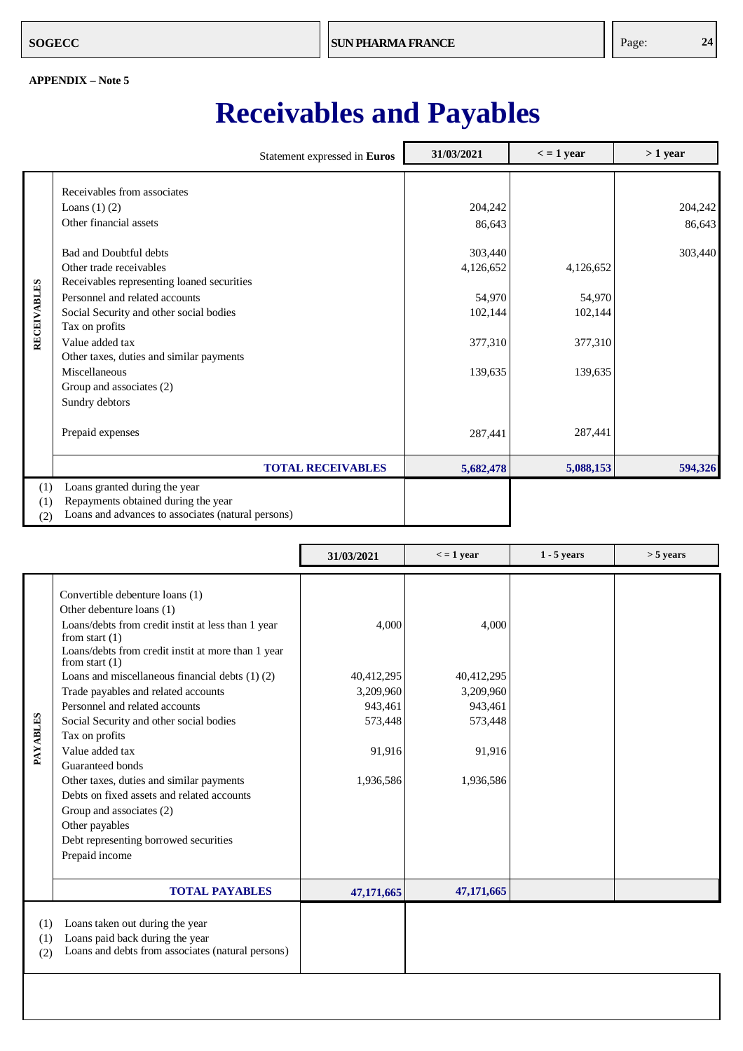**APPENDIX – Note 5**

# Receivables and Payables

| | Statement expressed in **Euros** | 31/03/2021 | < = 1 year | > 1 year |
|---|---|---|---|---|
| **RECEIVABLES** | Receivables from associates | | | |
| | Loans (1) (2) | 204,242 | | 204,242 |
| | Other financial assets | 86,643 | | 86,643 |
| | Bad and Doubtful debts | 303,440 | | 303,440 |
| | Other trade receivables | 4,126,652 | 4,126,652 | |
| | Receivables representing loaned securities | | | |
| | Personnel and related accounts | 54,970 | 54,970 | |
| | Social Security and other social bodies | 102,144 | 102,144 | |
| | Tax on profits | | | |
| | Value added tax | 377,310 | 377,310 | |
| | Other taxes, duties and similar payments | | | |
| | Miscellaneous | 139,635 | 139,635 | |
| | Group and associates (2) | | | |
| | Sundry debtors | | | |
| | Prepaid expenses | 287,441 | 287,441 | |
| | **TOTAL RECEIVABLES** | **5,682,478** | **5,088,153** | **594,326** |

(1) Loans granted during the year
(1) Repayments obtained during the year
(2) Loans and advances to associates (natural persons)

| | | 31/03/2021 | < = 1 year | 1 - 5 years | > 5 years |
|---|---|---|---|---|---|
| **PAYABLES** | Convertible debenture loans (1) | | | | |
| | Other debenture loans (1) | | | | |
| | Loans/debts from credit instit at less than 1 year from start (1) | 4,000 | 4,000 | | |
| | Loans/debts from credit instit at more than 1 year from start (1) | | | | |
| | Loans and miscellaneous financial debts (1) (2) | 40,412,295 | 40,412,295 | | |
| | Trade payables and related accounts | 3,209,960 | 3,209,960 | | |
| | Personnel and related accounts | 943,461 | 943,461 | | |
| | Social Security and other social bodies | 573,448 | 573,448 | | |
| | Tax on profits | | | | |
| | Value added tax | 91,916 | 91,916 | | |
| | Guaranteed bonds | | | | |
| | Other taxes, duties and similar payments | 1,936,586 | 1,936,586 | | |
| | Debts on fixed assets and related accounts | | | | |
| | Group and associates (2) | | | | |
| | Other payables | | | | |
| | Debt representing borrowed securities | | | | |
| | Prepaid income | | | | |
| | **TOTAL PAYABLES** | **47,171,665** | **47,171,665** | | |

(1) Loans taken out during the year
(1) Loans paid back during the year
(2) Loans and debts from associates (natural persons)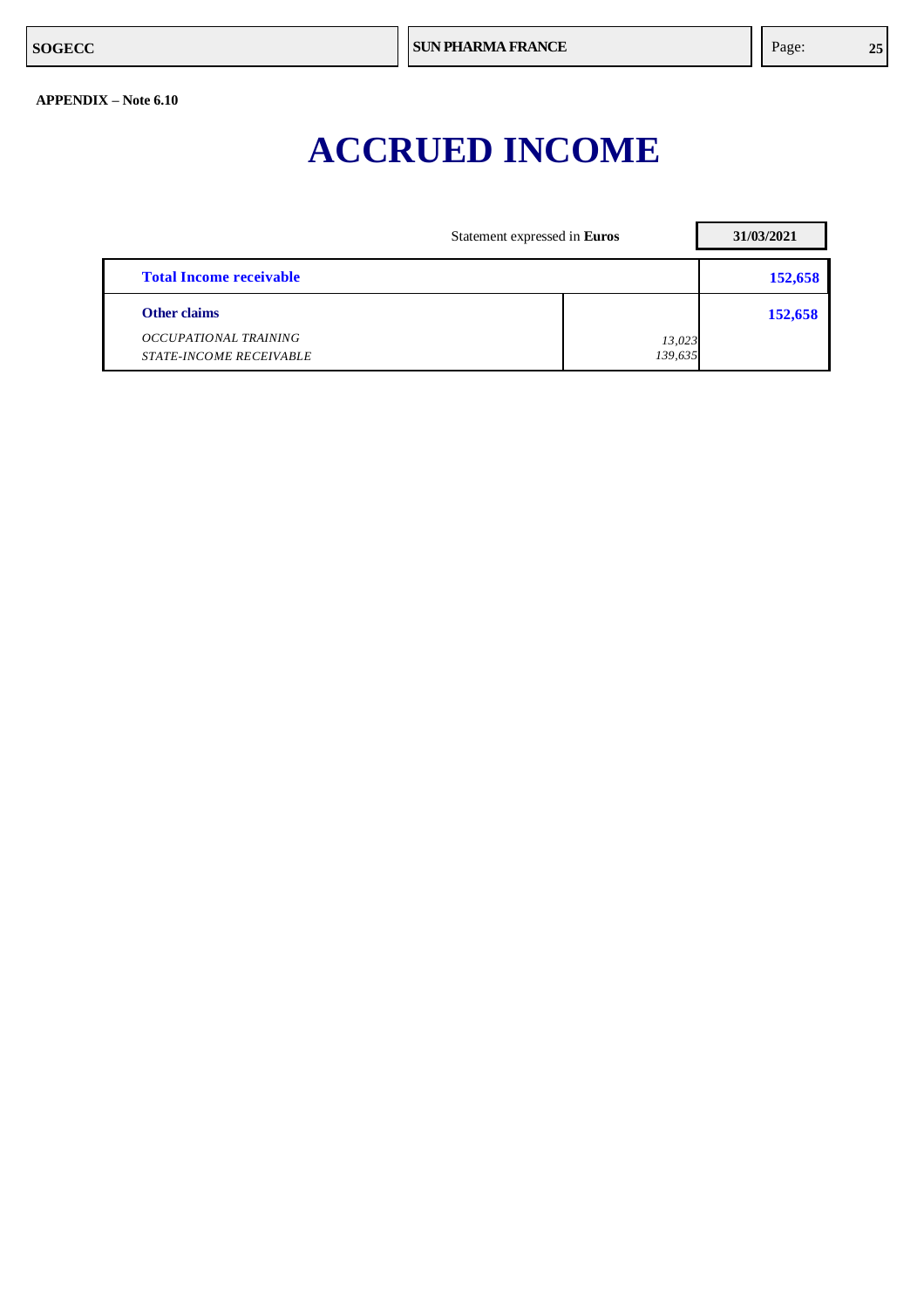APPENDIX – Note 6.10

# ACCRUED INCOME

| Statement expressed in **Euros** | | **31/03/2021** |
|---|---|---|
| **Total Income receivable** | | **152,658** |
| **Other claims** | | **152,658** |
| *OCCUPATIONAL TRAINING* | *13,023* | |
| *STATE-INCOME RECEIVABLE* | *139,635* | |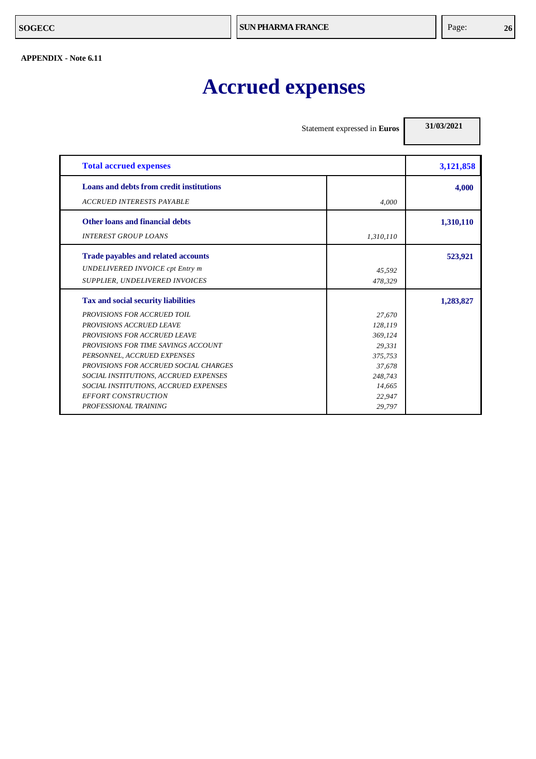**APPENDIX - Note 6.11**

# Accrued expenses

| Statement expressed in **Euros** | | 31/03/2021 |
|---|---|---|
| **Total accrued expenses** | | **3,121,858** |
| **Loans and debts from credit institutions** | | **4,000** |
| *ACCRUED INTERESTS PAYABLE* | *4,000* | |
| **Other loans and financial debts** | | **1,310,110** |
| *INTEREST GROUP LOANS* | *1,310,110* | |
| **Trade payables and related accounts** | | **523,921** |
| *UNDELIVERED INVOICE cpt Entry m* | *45,592* | |
| *SUPPLIER, UNDELIVERED INVOICES* | *478,329* | |
| **Tax and social security liabilities** | | **1,283,827** |
| *PROVISIONS FOR ACCRUED TOIL* | *27,670* | |
| *PROVISIONS ACCRUED LEAVE* | *128,119* | |
| *PROVISIONS FOR ACCRUED LEAVE* | *369,124* | |
| *PROVISIONS FOR TIME SAVINGS ACCOUNT* | *29,331* | |
| *PERSONNEL, ACCRUED EXPENSES* | *375,753* | |
| *PROVISIONS FOR ACCRUED SOCIAL CHARGES* | *37,678* | |
| *SOCIAL INSTITUTIONS, ACCRUED EXPENSES* | *248,743* | |
| *SOCIAL INSTITUTIONS, ACCRUED EXPENSES* | *14,665* | |
| *EFFORT CONSTRUCTION* | *22,947* | |
| *PROFESSIONAL TRAINING* | *29,797* | |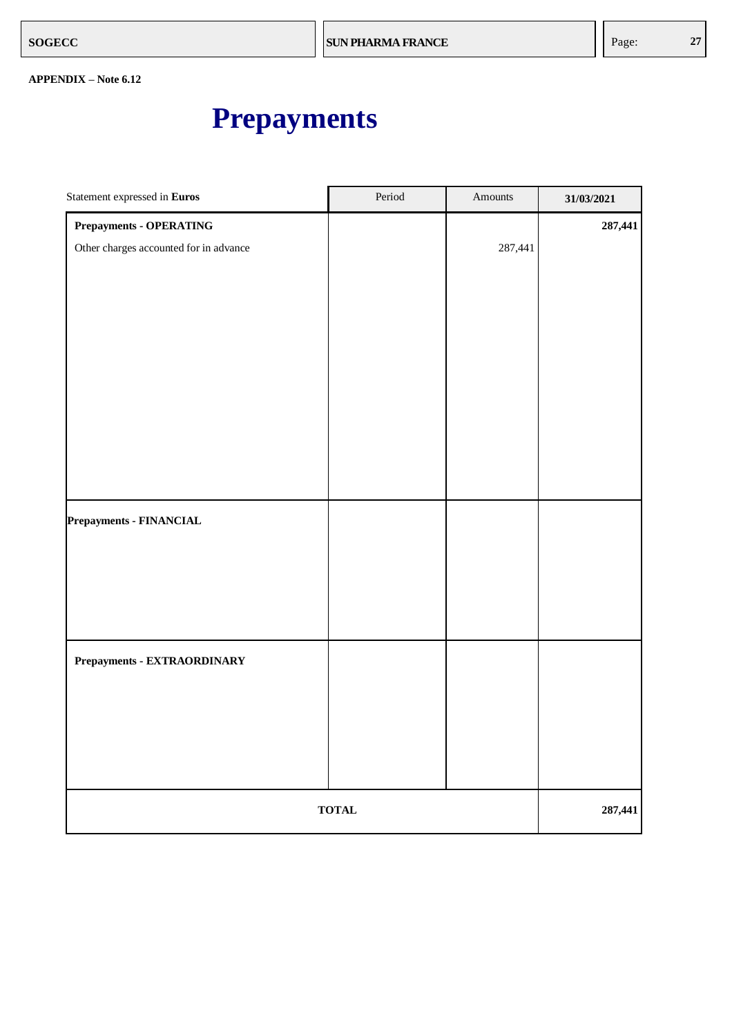**APPENDIX – Note 6.12**

# Prepayments

| Statement expressed in **Euros** | Period | Amounts | **31/03/2021** |
|---|---|---|---|
| **Prepayments - OPERATING** | | | **287,441** |
| Other charges accounted for in advance | | 287,441 | |
| **Prepayments - FINANCIAL** | | | |
| **Prepayments - EXTRAORDINARY** | | | |
| **TOTAL** | | | **287,441** |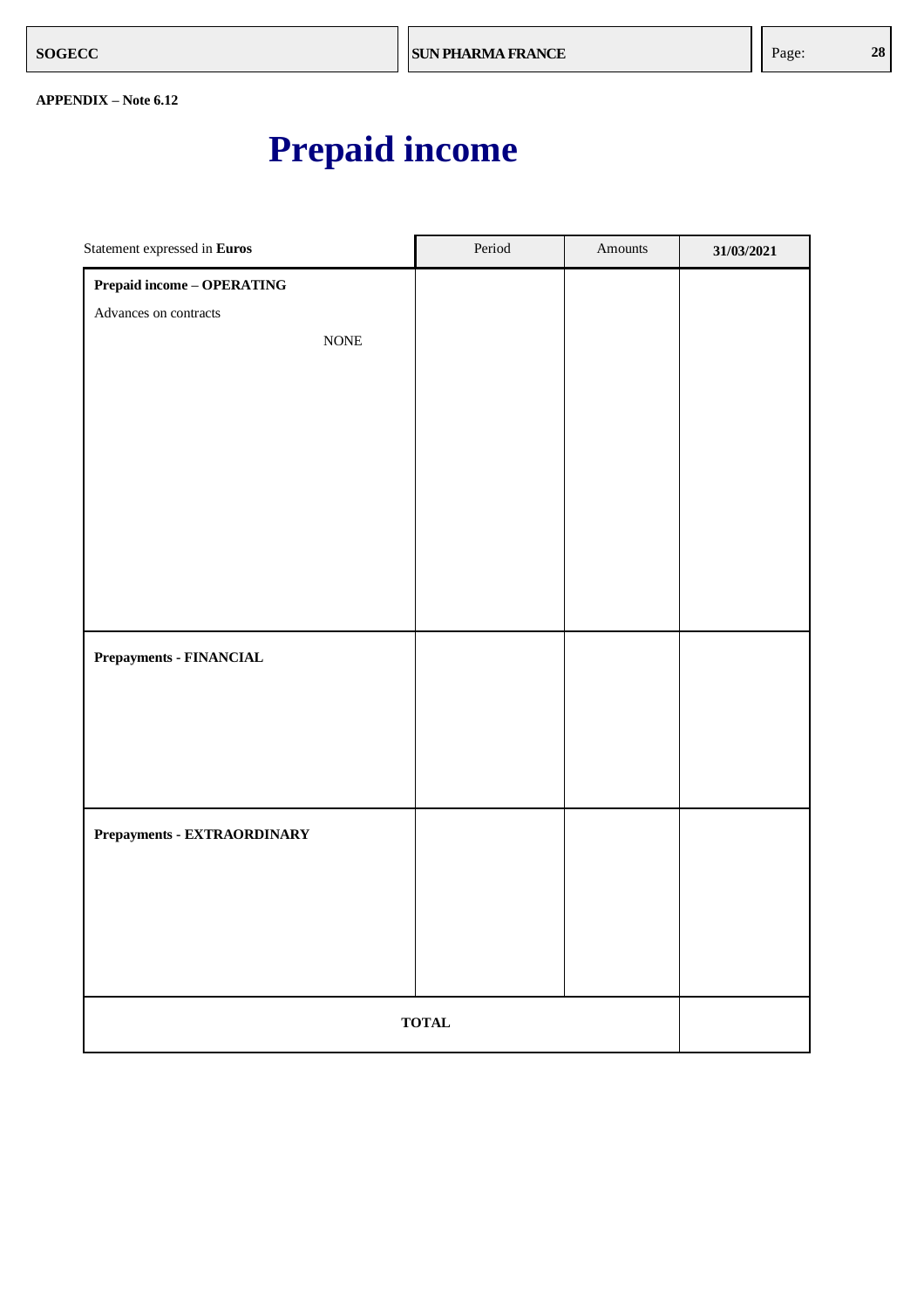APPENDIX – Note 6.12

# Prepaid income

| Statement expressed in **Euros** | Period | Amounts | **31/03/2021** |
|---|---|---|---|
| **Prepaid income – OPERATING** | | | |
| Advances on contracts | | | |
| NONE | | | |
| **Prepayments - FINANCIAL** | | | |
| **Prepayments - EXTRAORDINARY** | | | |
| **TOTAL** | | | |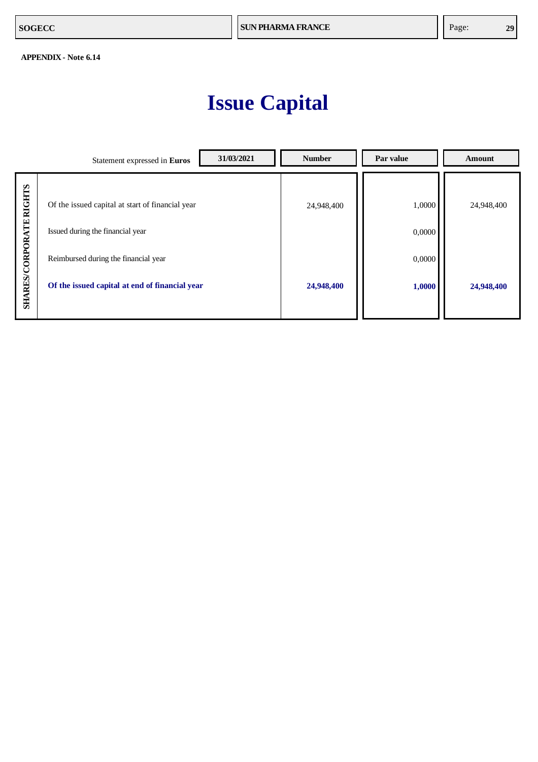**APPENDIX - Note 6.14**

# Issue Capital

| SHARES/CORPORATE RIGHTS — Statement expressed in **Euros** — 31/03/2021 | Number | Par value | Amount |
|---|---|---|---|
| Of the issued capital at start of financial year | 24,948,400 | 1,0000 | 24,948,400 |
| Issued during the financial year | | 0,0000 | |
| Reimbursed during the financial year | | 0,0000 | |
| **Of the issued capital at end of financial year** | **24,948,400** | **1,0000** | **24,948,400** |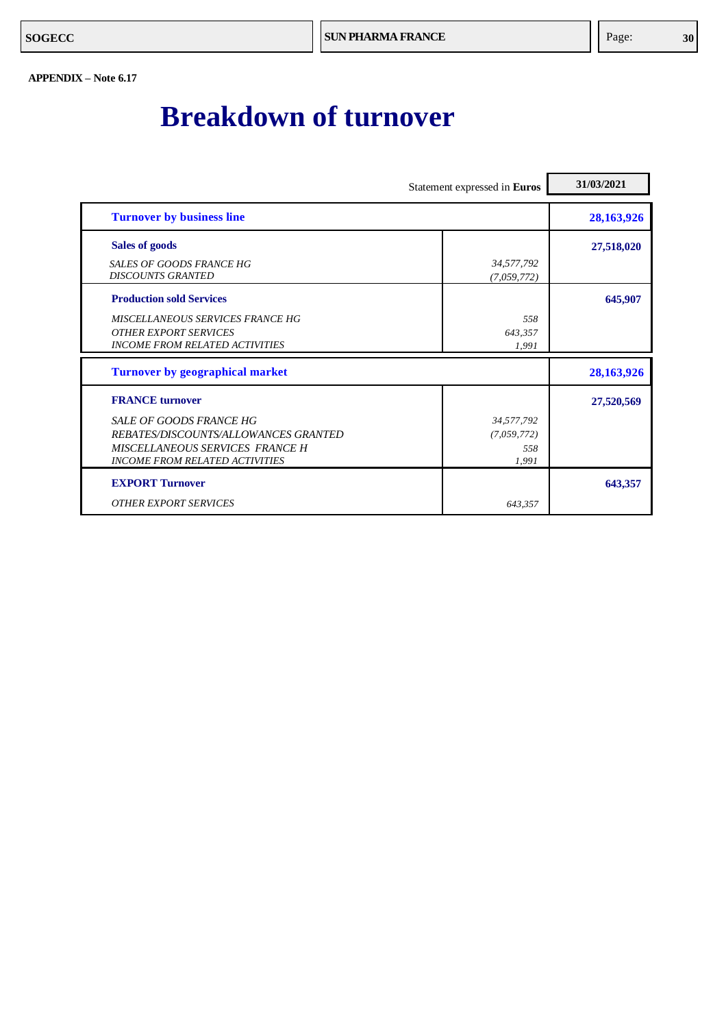**APPENDIX – Note 6.17**

# Breakdown of turnover

| Statement expressed in **Euros** | | **31/03/2021** |
|---|---|---|
| **Turnover by business line** | | **28,163,926** |
| **Sales of goods** | | **27,518,020** |
| *SALES OF GOODS FRANCE HG* | *34,577,792* | |
| *DISCOUNTS GRANTED* | *(7,059,772)* | |
| **Production sold Services** | | **645,907** |
| *MISCELLANEOUS SERVICES FRANCE HG* | *558* | |
| *OTHER EXPORT SERVICES* | *643,357* | |
| *INCOME FROM RELATED ACTIVITIES* | *1,991* | |
| **Turnover by geographical market** | | **28,163,926** |
| **FRANCE turnover** | | **27,520,569** |
| *SALE OF GOODS FRANCE HG* | *34,577,792* | |
| *REBATES/DISCOUNTS/ALLOWANCES GRANTED* | *(7,059,772)* | |
| *MISCELLANEOUS SERVICES FRANCE H* | *558* | |
| *INCOME FROM RELATED ACTIVITIES* | *1,991* | |
| **EXPORT Turnover** | | **643,357** |
| *OTHER EXPORT SERVICES* | *643,357* | |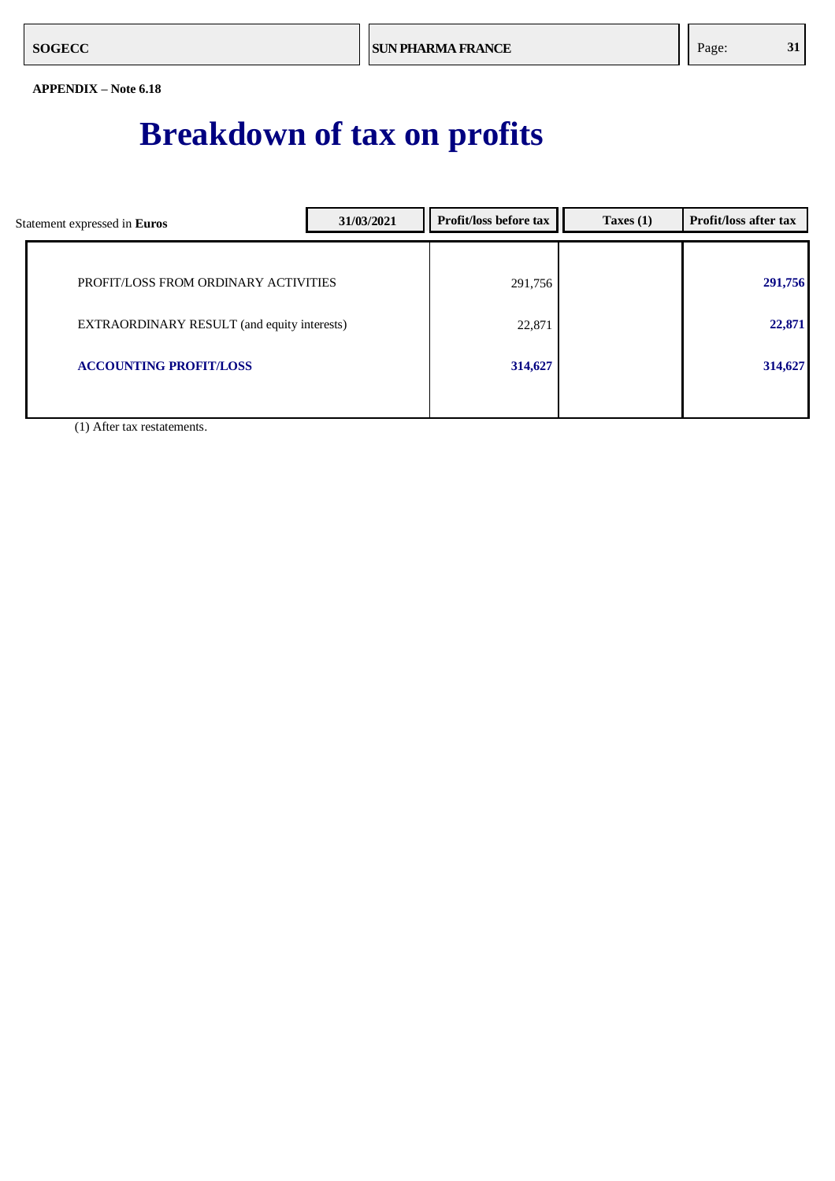APPENDIX – Note 6.18

# Breakdown of tax on profits

| Statement expressed in **Euros** 31/03/2021 | Profit/loss before tax | Taxes (1) | Profit/loss after tax |
|---|---|---|---|
| PROFIT/LOSS FROM ORDINARY ACTIVITIES | 291,756 | | **291,756** |
| EXTRAORDINARY RESULT (and equity interests) | 22,871 | | **22,871** |
| **ACCOUNTING PROFIT/LOSS** | **314,627** | | **314,627** |

(1) After tax restatements.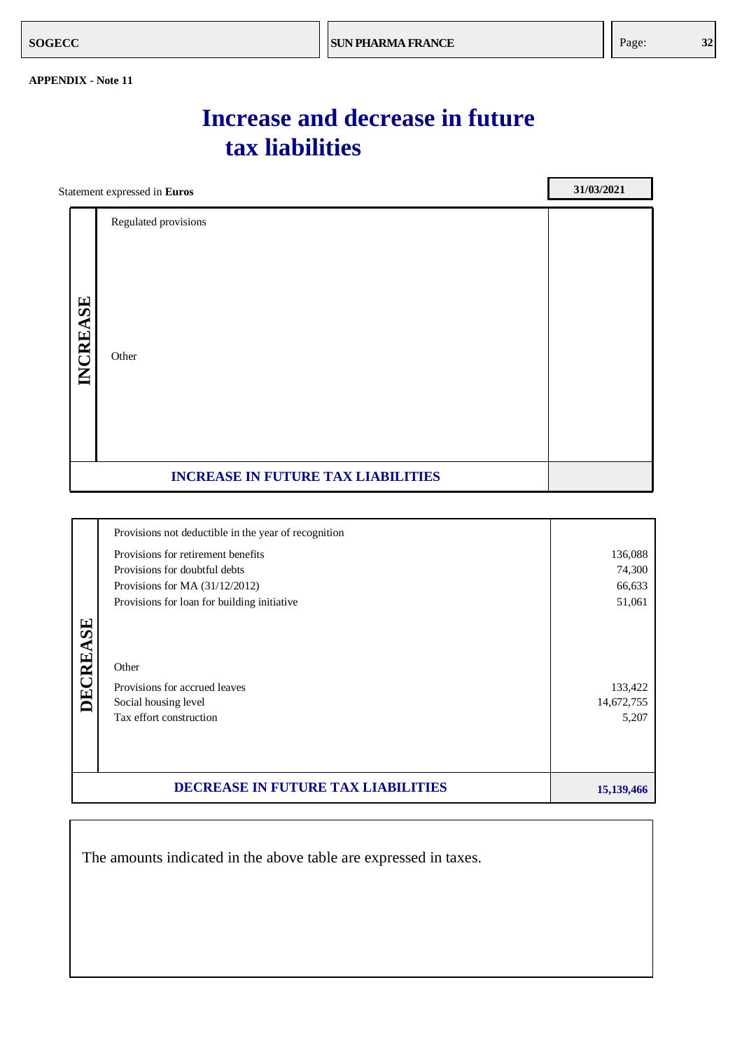APPENDIX - Note 11

# Increase and decrease in future tax liabilities

Statement expressed in **Euros**

| | | 31/03/2021 |
|---|---|---|
| **INCREASE** | Regulated provisions | |
| | Other | |
| **INCREASE IN FUTURE TAX LIABILITIES** | | |

| | | |
|---|---|---|
| **DECREASE** | Provisions not deductible in the year of recognition | |
| | Provisions for retirement benefits | 136,088 |
| | Provisions for doubtful debts | 74,300 |
| | Provisions for MA (31/12/2012) | 66,633 |
| | Provisions for loan for building initiative | 51,061 |
| | Other | |
| | Provisions for accrued leaves | 133,422 |
| | Social housing level | 14,672,755 |
| | Tax effort construction | 5,207 |
| **DECREASE IN FUTURE TAX LIABILITIES** | | **15,139,466** |

The amounts indicated in the above table are expressed in taxes.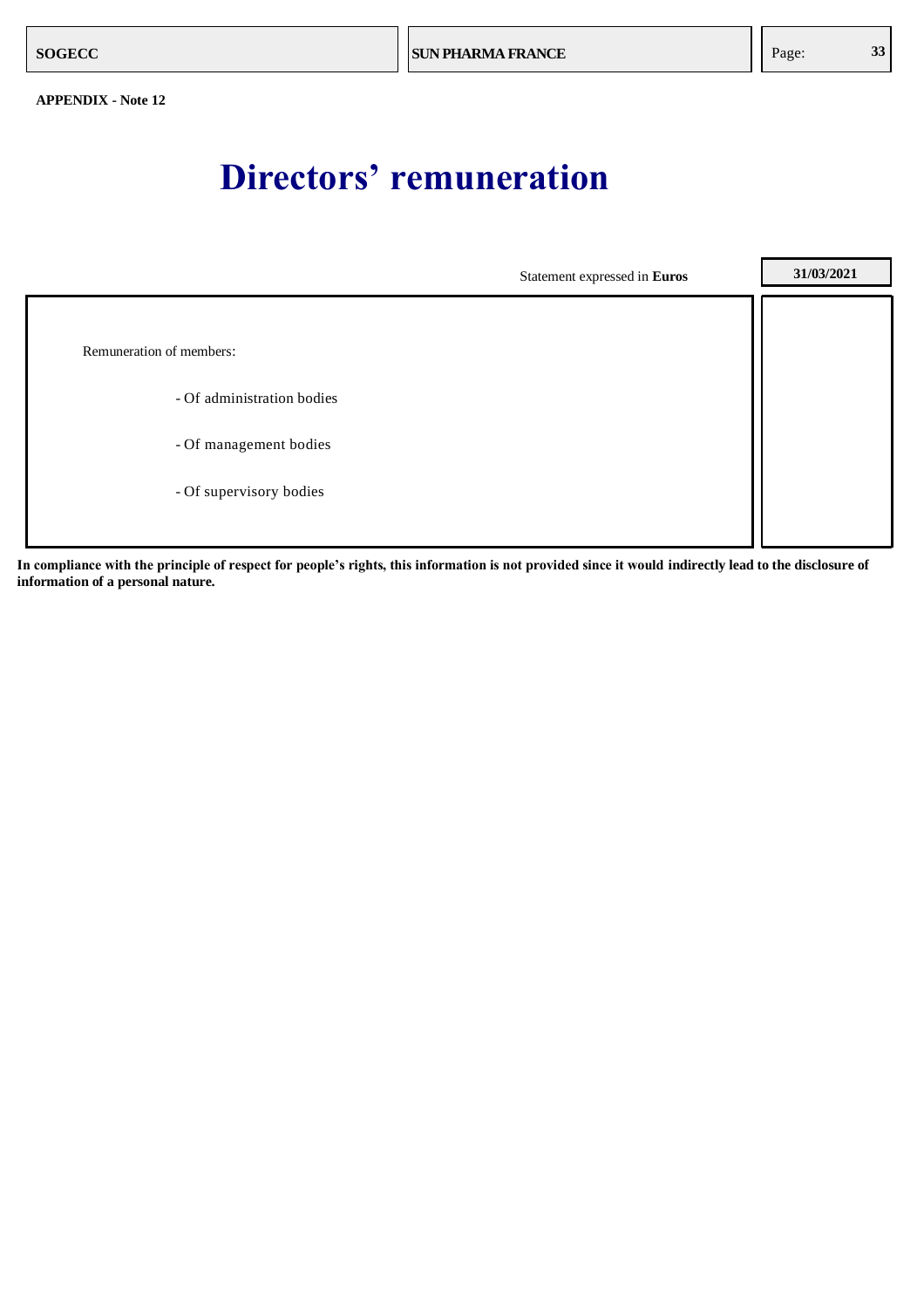**APPENDIX - Note 12**

# Directors' remuneration

| Statement expressed in **Euros** | **31/03/2021** |
|---|---|
| Remuneration of members: | |
| - Of administration bodies | |
| - Of management bodies | |
| - Of supervisory bodies | |

**In compliance with the principle of respect for people's rights, this information is not provided since it would indirectly lead to the disclosure of information of a personal nature.**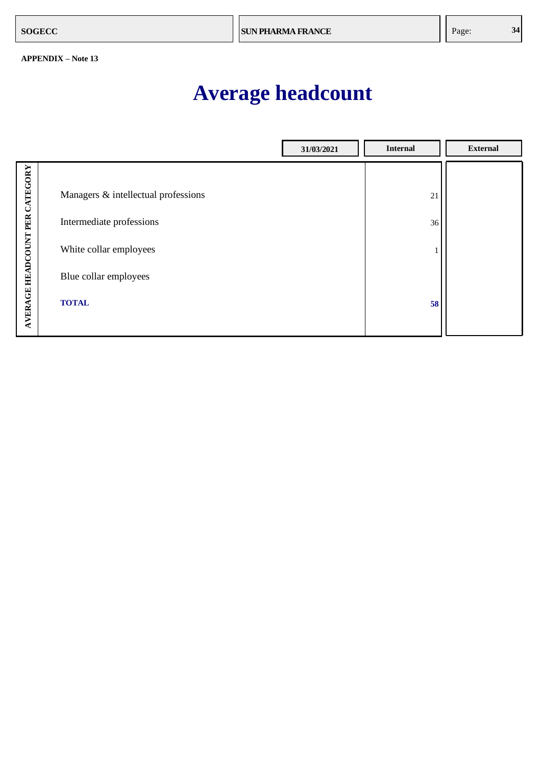**APPENDIX – Note 13**

# Average headcount

| AVERAGE HEADCOUNT PER CATEGORY | 31/03/2021 | Internal | External |
|---|---|---|---|
| Managers & intellectual professions | | 21 | |
| Intermediate professions | | 36 | |
| White collar employees | | 1 | |
| Blue collar employees | | | |
| **TOTAL** | | **58** | |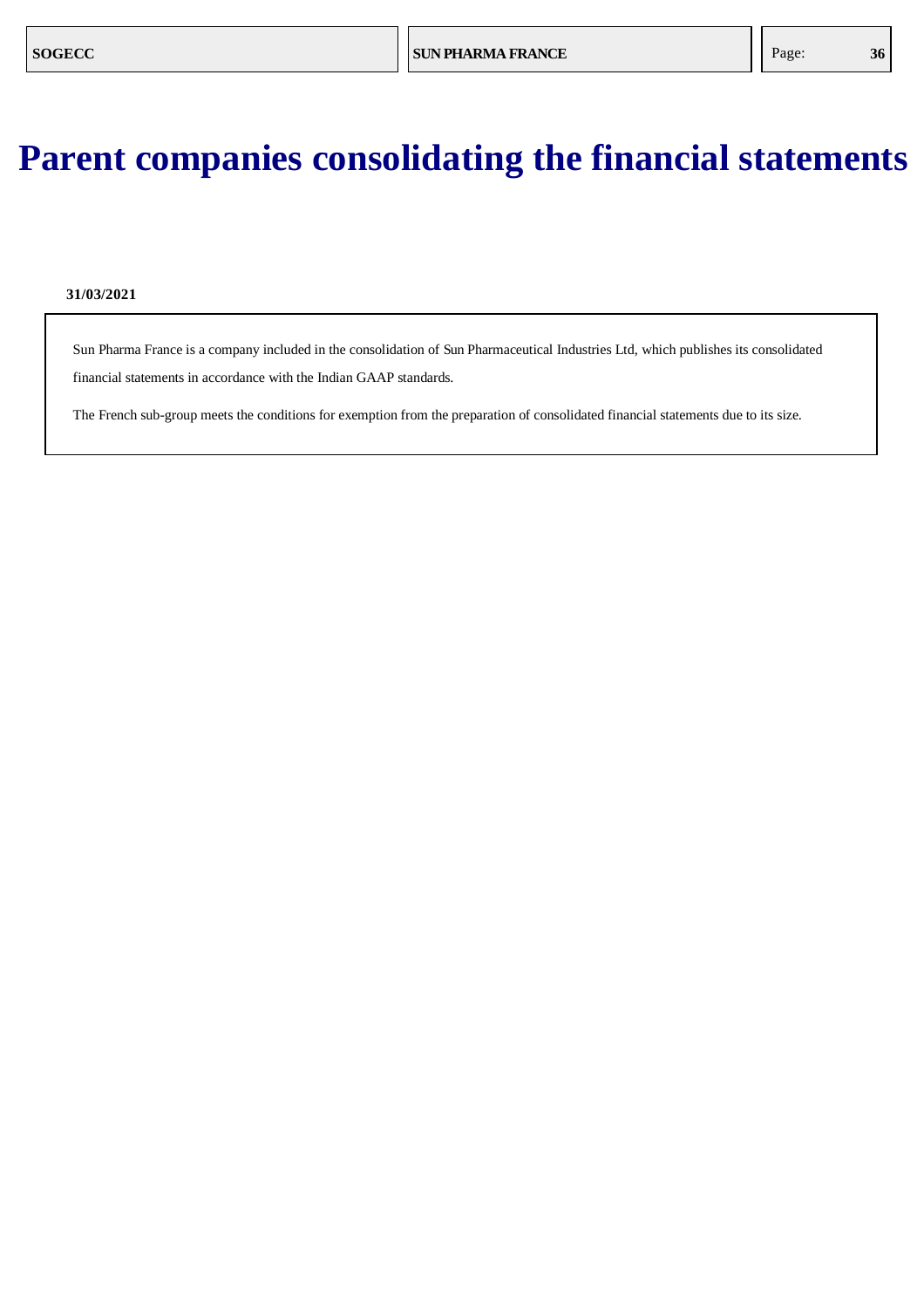# Parent companies consolidating the financial statements

**31/03/2021**

Sun Pharma France is a company included in the consolidation of Sun Pharmaceutical Industries Ltd, which publishes its consolidated financial statements in accordance with the Indian GAAP standards.

The French sub-group meets the conditions for exemption from the preparation of consolidated financial statements due to its size.